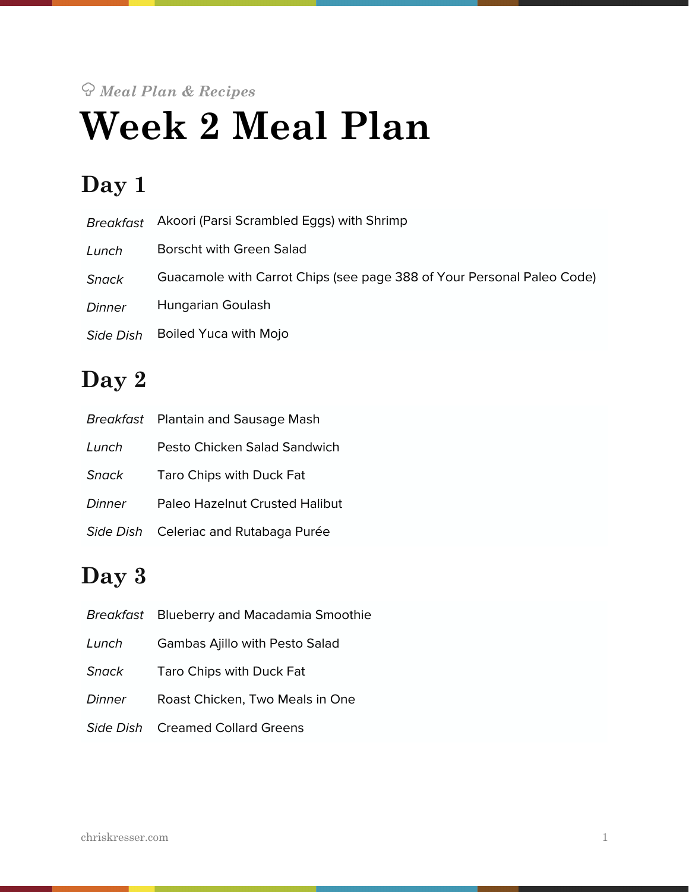*Meal Plan & Recipes*

# Week 2 Meal Plan

## Day 1

| | |
|---|---|
| *Breakfast* | Akoori (Parsi Scrambled Eggs) with Shrimp |
| *Lunch* | Borscht with Green Salad |
| *Snack* | Guacamole with Carrot Chips (see page 388 of Your Personal Paleo Code) |
| *Dinner* | Hungarian Goulash |
| *Side Dish* | Boiled Yuca with Mojo |

## Day 2

| | |
|---|---|
| *Breakfast* | Plantain and Sausage Mash |
| *Lunch* | Pesto Chicken Salad Sandwich |
| *Snack* | Taro Chips with Duck Fat |
| *Dinner* | Paleo Hazelnut Crusted Halibut |
| *Side Dish* | Celeriac and Rutabaga Purée |

## Day 3

| | |
|---|---|
| *Breakfast* | Blueberry and Macadamia Smoothie |
| *Lunch* | Gambas Ajillo with Pesto Salad |
| *Snack* | Taro Chips with Duck Fat |
| *Dinner* | Roast Chicken, Two Meals in One |
| *Side Dish* | Creamed Collard Greens |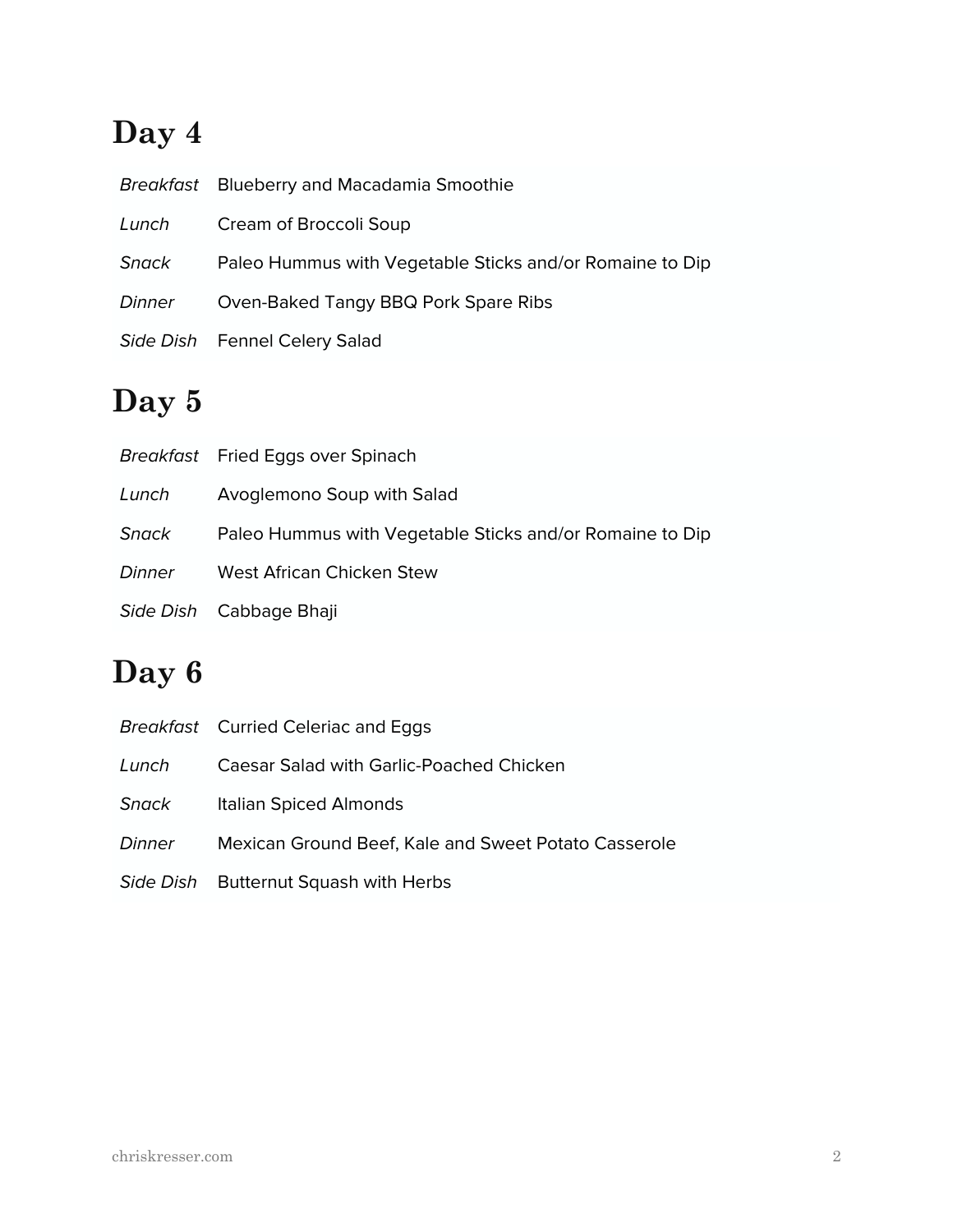# Day 4

| | |
|---|---|
| *Breakfast* | Blueberry and Macadamia Smoothie |
| *Lunch* | Cream of Broccoli Soup |
| *Snack* | Paleo Hummus with Vegetable Sticks and/or Romaine to Dip |
| *Dinner* | Oven-Baked Tangy BBQ Pork Spare Ribs |
| *Side Dish* | Fennel Celery Salad |

# Day 5

| | |
|---|---|
| *Breakfast* | Fried Eggs over Spinach |
| *Lunch* | Avoglemono Soup with Salad |
| *Snack* | Paleo Hummus with Vegetable Sticks and/or Romaine to Dip |
| *Dinner* | West African Chicken Stew |
| *Side Dish* | Cabbage Bhaji |

# Day 6

| | |
|---|---|
| *Breakfast* | Curried Celeriac and Eggs |
| *Lunch* | Caesar Salad with Garlic-Poached Chicken |
| *Snack* | Italian Spiced Almonds |
| *Dinner* | Mexican Ground Beef, Kale and Sweet Potato Casserole |
| *Side Dish* | Butternut Squash with Herbs |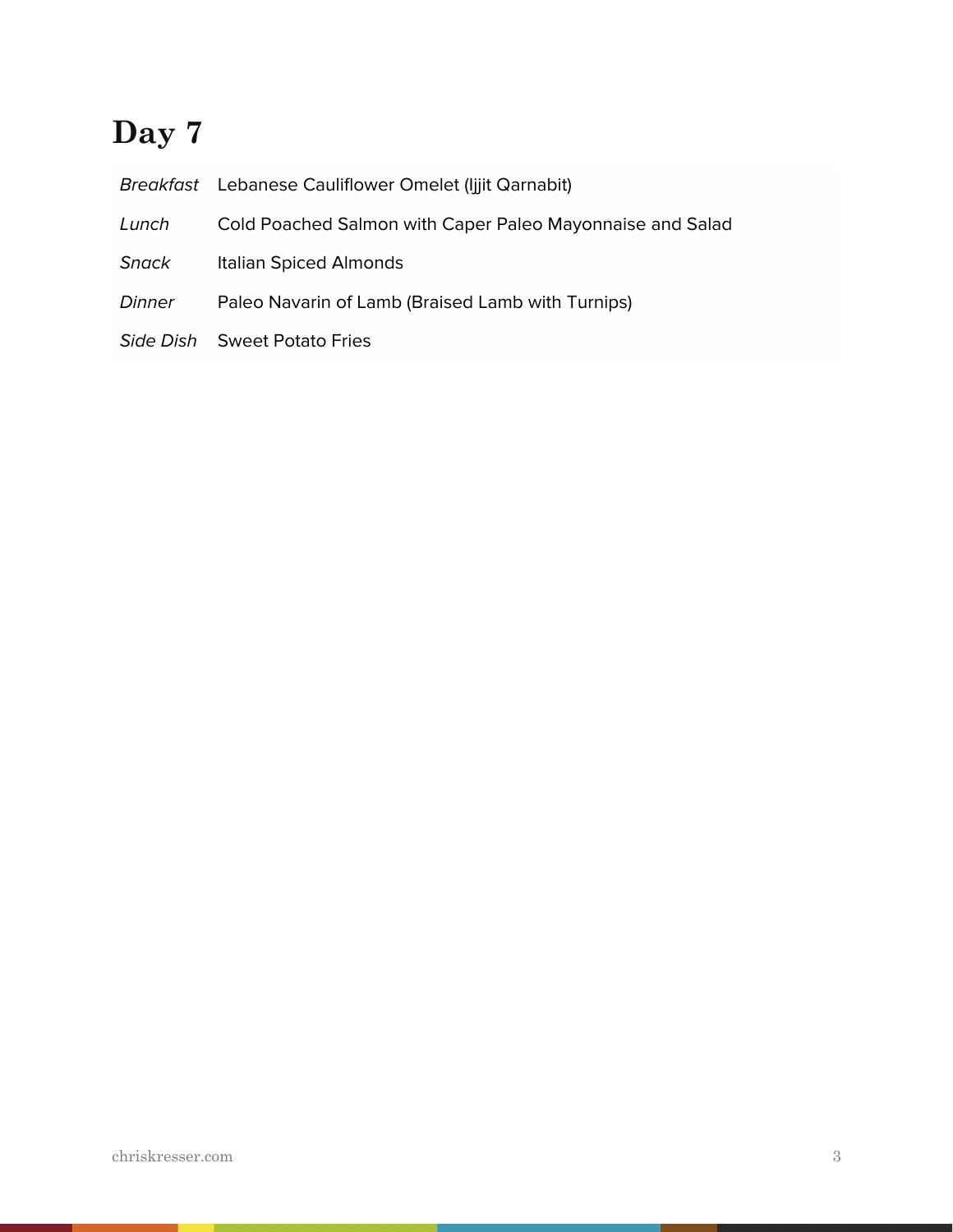# Day 7

| | |
|---|---|
| *Breakfast* | Lebanese Cauliflower Omelet (Ijjit Qarnabit) |
| *Lunch* | Cold Poached Salmon with Caper Paleo Mayonnaise and Salad |
| *Snack* | Italian Spiced Almonds |
| *Dinner* | Paleo Navarin of Lamb (Braised Lamb with Turnips) |
| *Side Dish* | Sweet Potato Fries |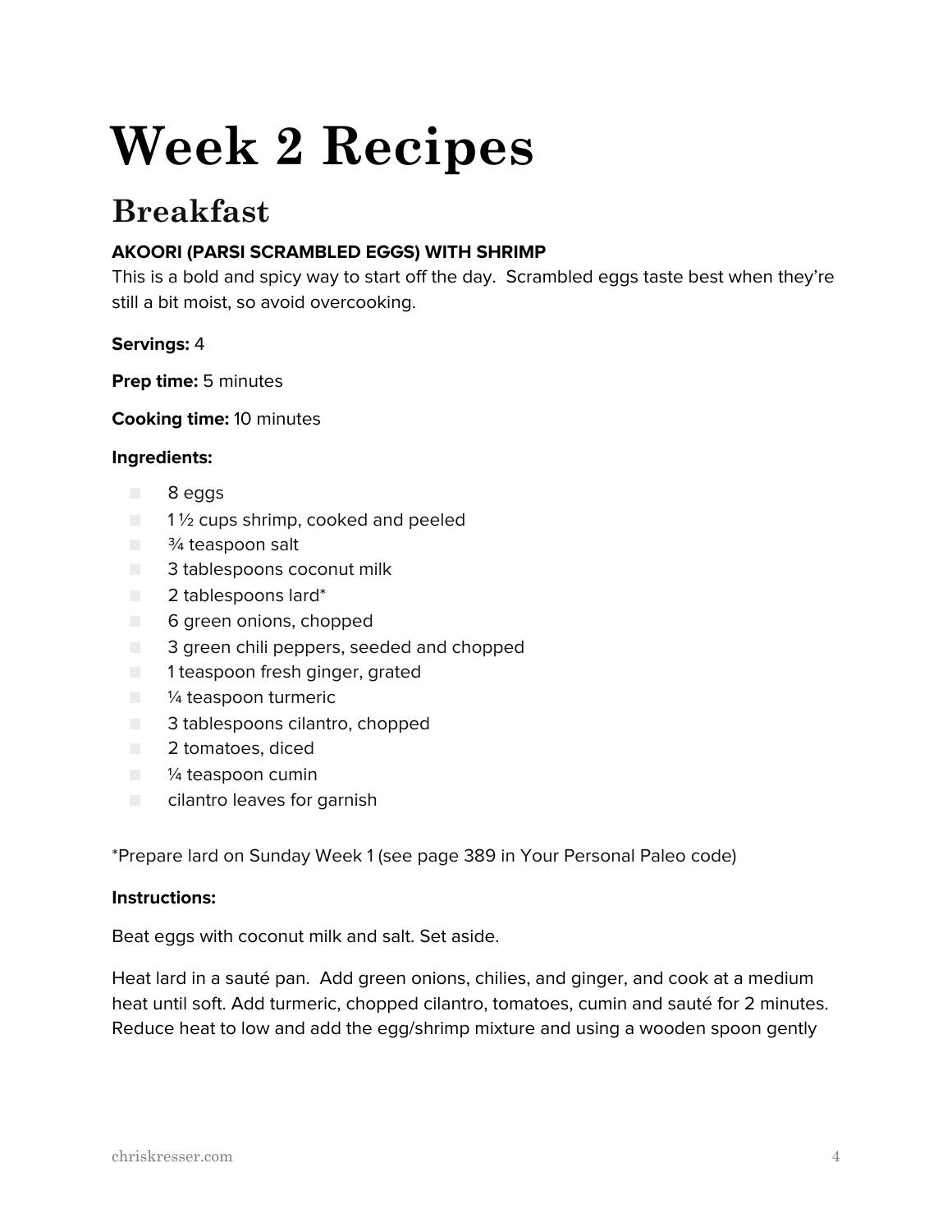# Week 2 Recipes

## Breakfast

**AKOORI (PARSI SCRAMBLED EGGS) WITH SHRIMP**

This is a bold and spicy way to start off the day. Scrambled eggs taste best when they're still a bit moist, so avoid overcooking.

**Servings:** 4

**Prep time:** 5 minutes

**Cooking time:** 10 minutes

**Ingredients:**

- 8 eggs
- 1 ½ cups shrimp, cooked and peeled
- ¾ teaspoon salt
- 3 tablespoons coconut milk
- 2 tablespoons lard*
- 6 green onions, chopped
- 3 green chili peppers, seeded and chopped
- 1 teaspoon fresh ginger, grated
- ¼ teaspoon turmeric
- 3 tablespoons cilantro, chopped
- 2 tomatoes, diced
- ¼ teaspoon cumin
- cilantro leaves for garnish

*Prepare lard on Sunday Week 1 (see page 389 in Your Personal Paleo code)

**Instructions:**

Beat eggs with coconut milk and salt. Set aside.

Heat lard in a sauté pan. Add green onions, chilies, and ginger, and cook at a medium heat until soft. Add turmeric, chopped cilantro, tomatoes, cumin and sauté for 2 minutes. Reduce heat to low and add the egg/shrimp mixture and using a wooden spoon gently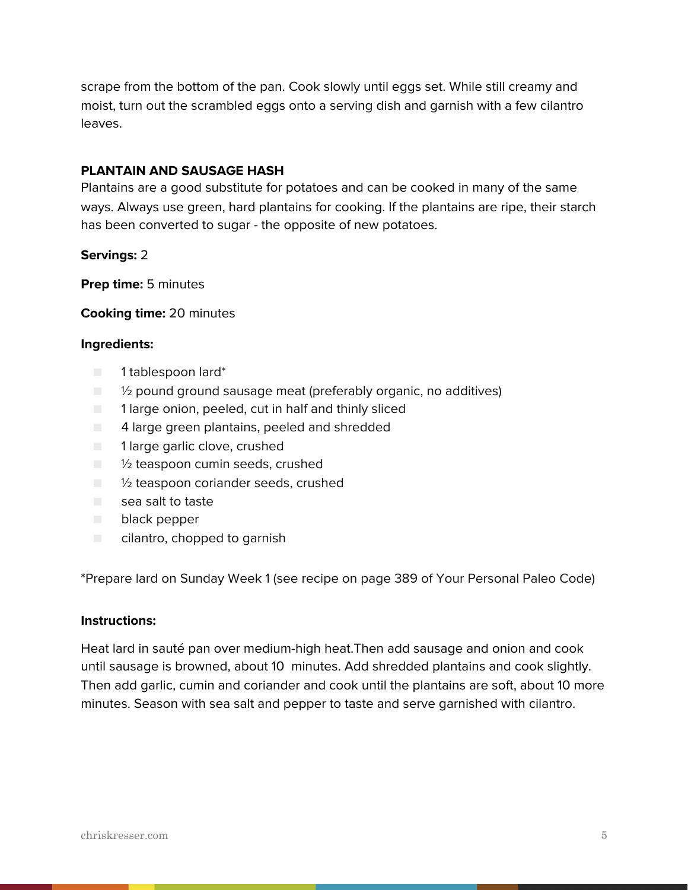scrape from the bottom of the pan. Cook slowly until eggs set. While still creamy and moist, turn out the scrambled eggs onto a serving dish and garnish with a few cilantro leaves.

### PLANTAIN AND SAUSAGE HASH

Plantains are a good substitute for potatoes and can be cooked in many of the same ways. Always use green, hard plantains for cooking. If the plantains are ripe, their starch has been converted to sugar - the opposite of new potatoes.

**Servings:** 2

**Prep time:** 5 minutes

**Cooking time:** 20 minutes

**Ingredients:**

- 1 tablespoon lard*
- ½ pound ground sausage meat (preferably organic, no additives)
- 1 large onion, peeled, cut in half and thinly sliced
- 4 large green plantains, peeled and shredded
- 1 large garlic clove, crushed
- ½ teaspoon cumin seeds, crushed
- ½ teaspoon coriander seeds, crushed
- sea salt to taste
- black pepper
- cilantro, chopped to garnish

*Prepare lard on Sunday Week 1 (see recipe on page 389 of Your Personal Paleo Code)

**Instructions:**

Heat lard in sauté pan over medium-high heat.Then add sausage and onion and cook until sausage is browned, about 10 minutes. Add shredded plantains and cook slightly. Then add garlic, cumin and coriander and cook until the plantains are soft, about 10 more minutes. Season with sea salt and pepper to taste and serve garnished with cilantro.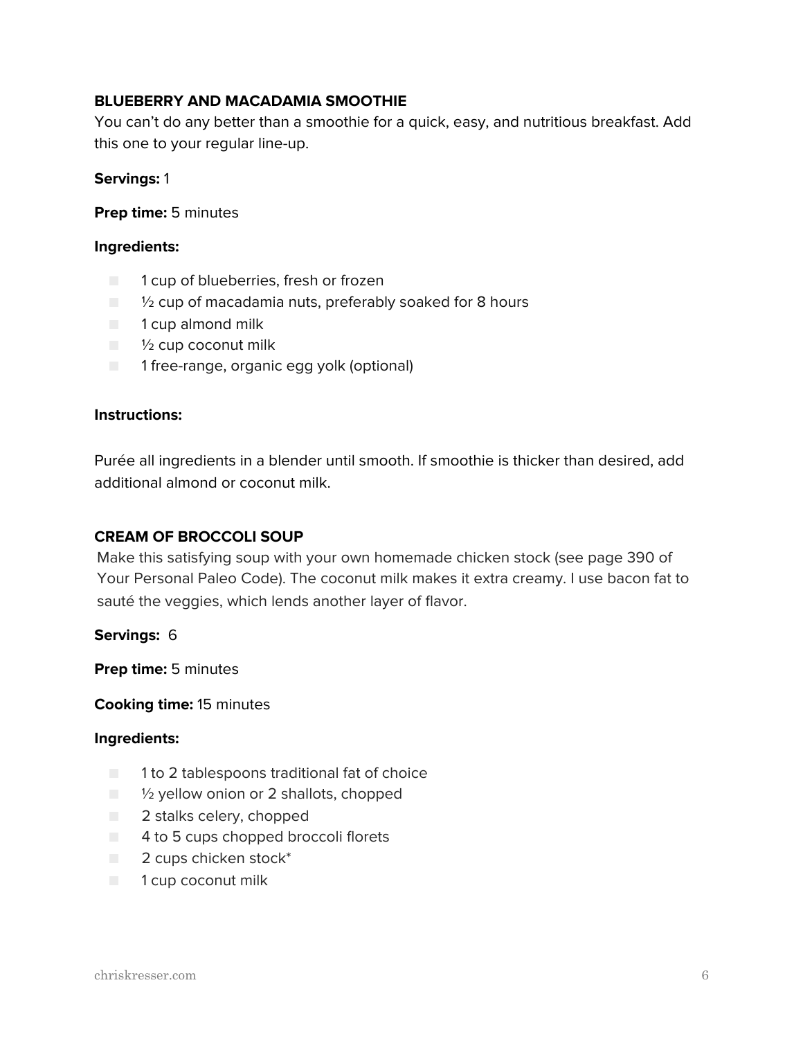### BLUEBERRY AND MACADAMIA SMOOTHIE

You can't do any better than a smoothie for a quick, easy, and nutritious breakfast. Add this one to your regular line-up.

**Servings:** 1

**Prep time:** 5 minutes

**Ingredients:**

- 1 cup of blueberries, fresh or frozen
- ½ cup of macadamia nuts, preferably soaked for 8 hours
- 1 cup almond milk
- ½ cup coconut milk
- 1 free-range, organic egg yolk (optional)

**Instructions:**

Purée all ingredients in a blender until smooth. If smoothie is thicker than desired, add additional almond or coconut milk.

### CREAM OF BROCCOLI SOUP

Make this satisfying soup with your own homemade chicken stock (see page 390 of Your Personal Paleo Code). The coconut milk makes it extra creamy. I use bacon fat to sauté the veggies, which lends another layer of flavor.

**Servings:** 6

**Prep time:** 5 minutes

**Cooking time:** 15 minutes

**Ingredients:**

- 1 to 2 tablespoons traditional fat of choice
- ½ yellow onion or 2 shallots, chopped
- 2 stalks celery, chopped
- 4 to 5 cups chopped broccoli florets
- 2 cups chicken stock*
- 1 cup coconut milk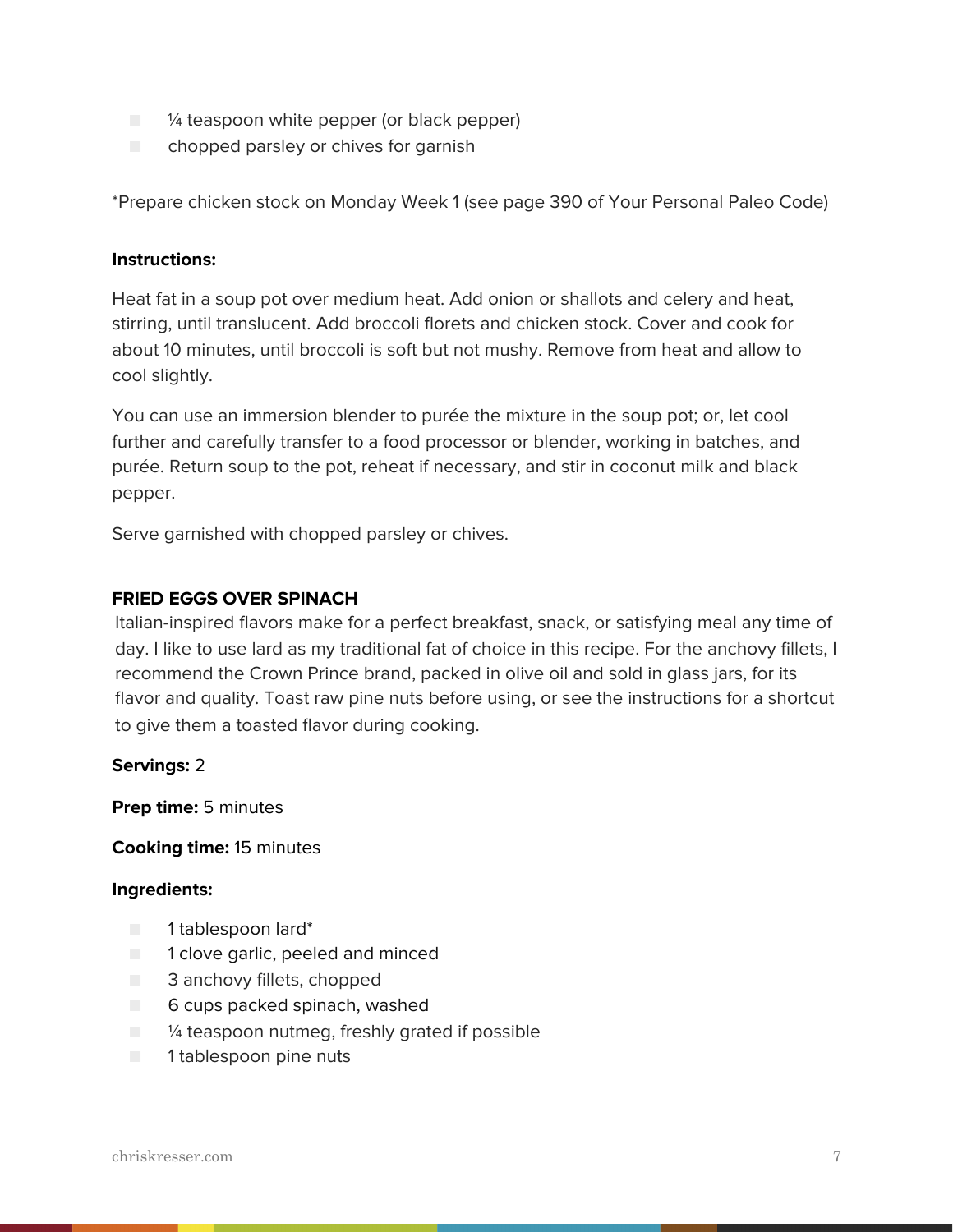- ¼ teaspoon white pepper (or black pepper)
- chopped parsley or chives for garnish

*Prepare chicken stock on Monday Week 1 (see page 390 of Your Personal Paleo Code)

**Instructions:**

Heat fat in a soup pot over medium heat. Add onion or shallots and celery and heat, stirring, until translucent. Add broccoli florets and chicken stock. Cover and cook for about 10 minutes, until broccoli is soft but not mushy. Remove from heat and allow to cool slightly.

You can use an immersion blender to purée the mixture in the soup pot; or, let cool further and carefully transfer to a food processor or blender, working in batches, and purée. Return soup to the pot, reheat if necessary, and stir in coconut milk and black pepper.

Serve garnished with chopped parsley or chives.

### FRIED EGGS OVER SPINACH

Italian-inspired flavors make for a perfect breakfast, snack, or satisfying meal any time of day. I like to use lard as my traditional fat of choice in this recipe. For the anchovy fillets, I recommend the Crown Prince brand, packed in olive oil and sold in glass jars, for its flavor and quality. Toast raw pine nuts before using, or see the instructions for a shortcut to give them a toasted flavor during cooking.

**Servings:** 2

**Prep time:** 5 minutes

**Cooking time:** 15 minutes

**Ingredients:**

- 1 tablespoon lard*
- 1 clove garlic, peeled and minced
- 3 anchovy fillets, chopped
- 6 cups packed spinach, washed
- ¼ teaspoon nutmeg, freshly grated if possible
- 1 tablespoon pine nuts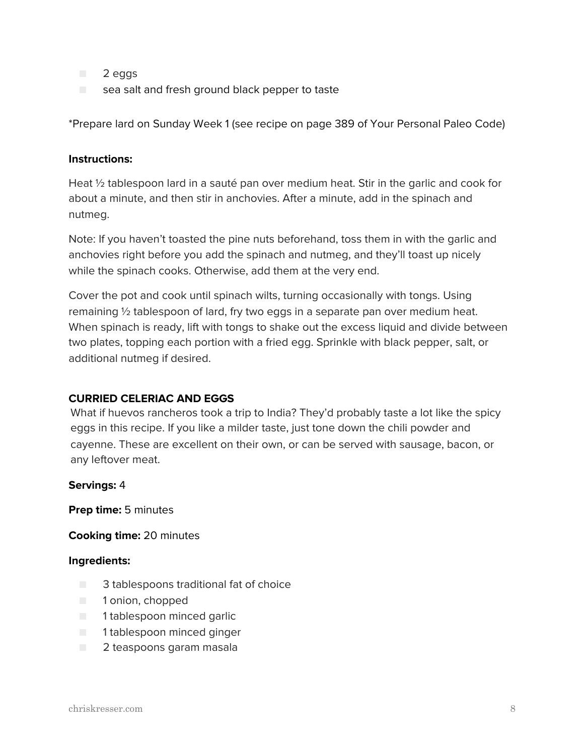- 2 eggs
- sea salt and fresh ground black pepper to taste

*Prepare lard on Sunday Week 1 (see recipe on page 389 of Your Personal Paleo Code)

**Instructions:**

Heat ½ tablespoon lard in a sauté pan over medium heat. Stir in the garlic and cook for about a minute, and then stir in anchovies. After a minute, add in the spinach and nutmeg.

Note: If you haven't toasted the pine nuts beforehand, toss them in with the garlic and anchovies right before you add the spinach and nutmeg, and they'll toast up nicely while the spinach cooks. Otherwise, add them at the very end.

Cover the pot and cook until spinach wilts, turning occasionally with tongs. Using remaining ½ tablespoon of lard, fry two eggs in a separate pan over medium heat. When spinach is ready, lift with tongs to shake out the excess liquid and divide between two plates, topping each portion with a fried egg. Sprinkle with black pepper, salt, or additional nutmeg if desired.

## CURRIED CELERIAC AND EGGS

What if huevos rancheros took a trip to India? They'd probably taste a lot like the spicy eggs in this recipe. If you like a milder taste, just tone down the chili powder and cayenne. These are excellent on their own, or can be served with sausage, bacon, or any leftover meat.

**Servings:** 4

**Prep time:** 5 minutes

**Cooking time:** 20 minutes

**Ingredients:**

- 3 tablespoons traditional fat of choice
- 1 onion, chopped
- 1 tablespoon minced garlic
- 1 tablespoon minced ginger
- 2 teaspoons garam masala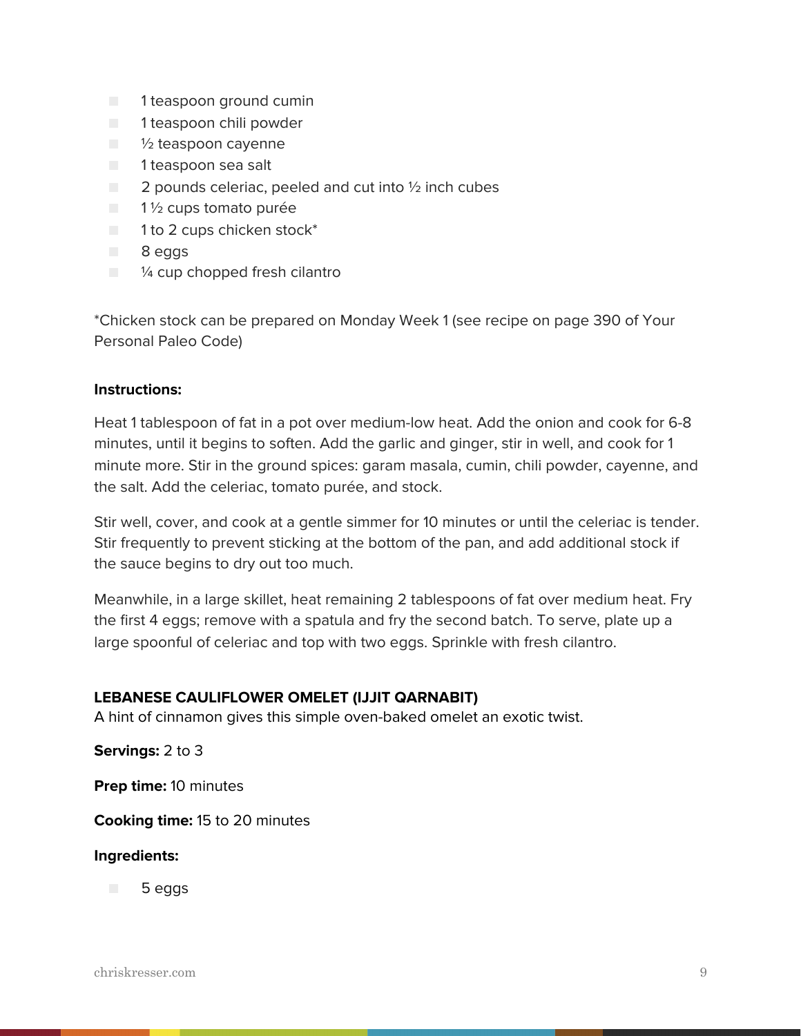- 1 teaspoon ground cumin
- 1 teaspoon chili powder
- ½ teaspoon cayenne
- 1 teaspoon sea salt
- 2 pounds celeriac, peeled and cut into ½ inch cubes
- 1 ½ cups tomato purée
- 1 to 2 cups chicken stock*
- 8 eggs
- ¼ cup chopped fresh cilantro

*Chicken stock can be prepared on Monday Week 1 (see recipe on page 390 of Your Personal Paleo Code)

**Instructions:**

Heat 1 tablespoon of fat in a pot over medium-low heat. Add the onion and cook for 6-8 minutes, until it begins to soften. Add the garlic and ginger, stir in well, and cook for 1 minute more. Stir in the ground spices: garam masala, cumin, chili powder, cayenne, and the salt. Add the celeriac, tomato purée, and stock.

Stir well, cover, and cook at a gentle simmer for 10 minutes or until the celeriac is tender. Stir frequently to prevent sticking at the bottom of the pan, and add additional stock if the sauce begins to dry out too much.

Meanwhile, in a large skillet, heat remaining 2 tablespoons of fat over medium heat. Fry the first 4 eggs; remove with a spatula and fry the second batch. To serve, plate up a large spoonful of celeriac and top with two eggs. Sprinkle with fresh cilantro.

**LEBANESE CAULIFLOWER OMELET (IJJIT QARNABIT)**
A hint of cinnamon gives this simple oven-baked omelet an exotic twist.

**Servings:** 2 to 3

**Prep time:** 10 minutes

**Cooking time:** 15 to 20 minutes

**Ingredients:**

- 5 eggs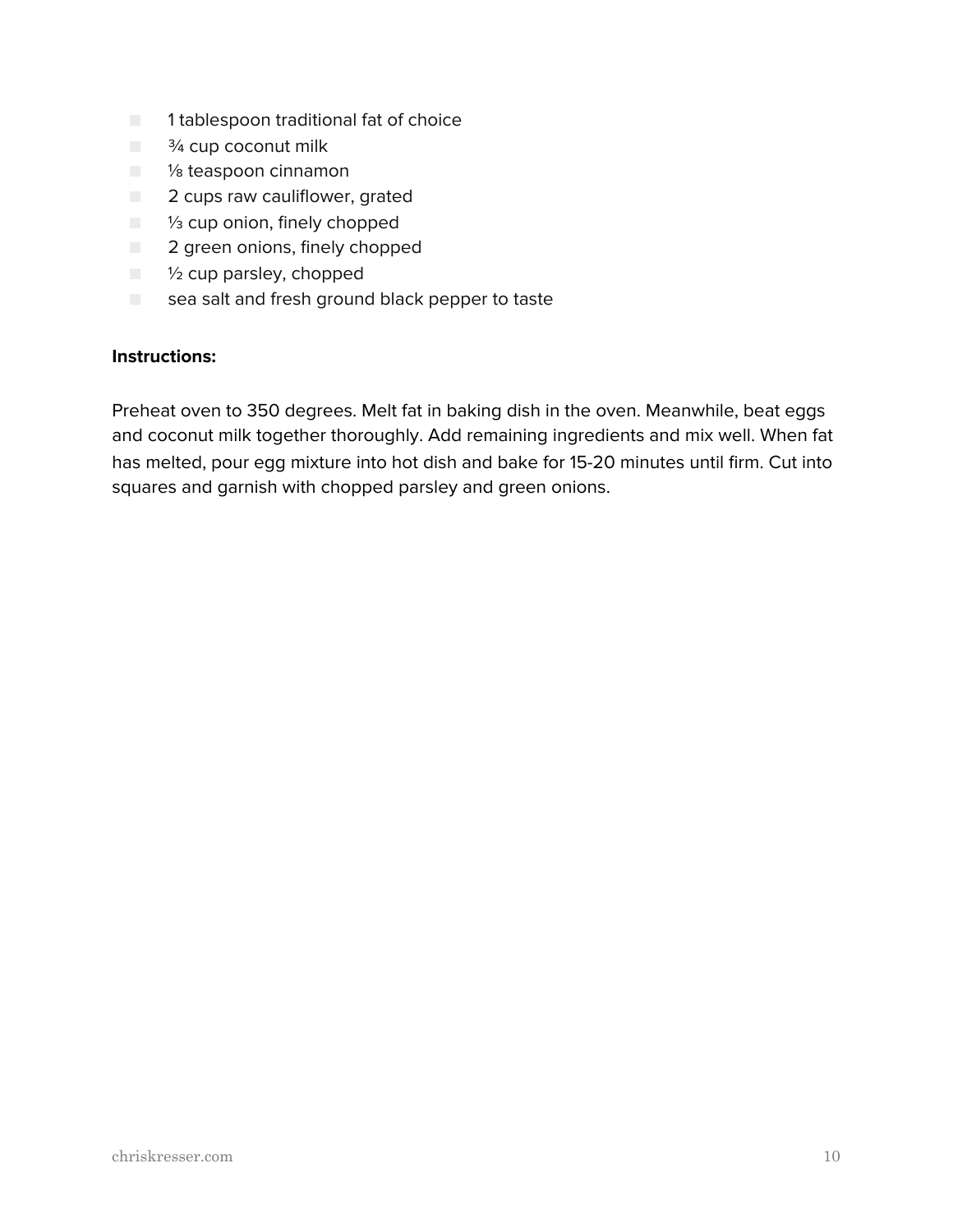- 1 tablespoon traditional fat of choice
- ¾ cup coconut milk
- ⅛ teaspoon cinnamon
- 2 cups raw cauliflower, grated
- ⅓ cup onion, finely chopped
- 2 green onions, finely chopped
- ½ cup parsley, chopped
- sea salt and fresh ground black pepper to taste

**Instructions:**

Preheat oven to 350 degrees. Melt fat in baking dish in the oven. Meanwhile, beat eggs and coconut milk together thoroughly. Add remaining ingredients and mix well. When fat has melted, pour egg mixture into hot dish and bake for 15-20 minutes until firm. Cut into squares and garnish with chopped parsley and green onions.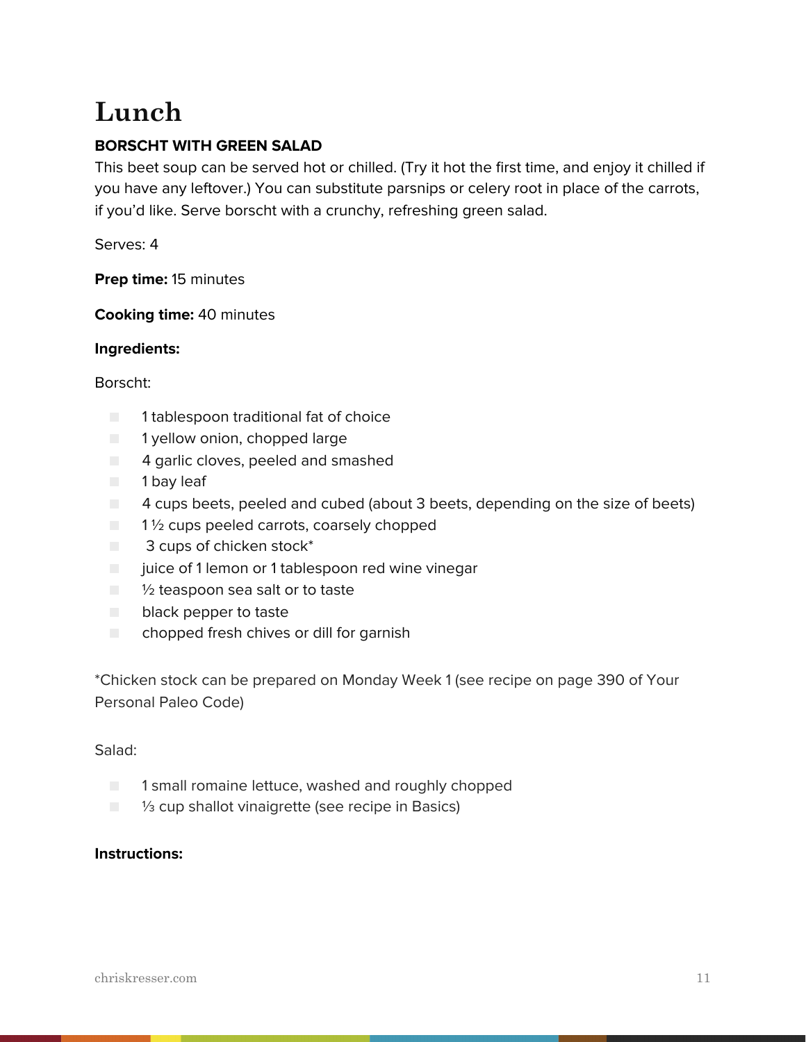# Lunch

**BORSCHT WITH GREEN SALAD**

This beet soup can be served hot or chilled. (Try it hot the first time, and enjoy it chilled if you have any leftover.) You can substitute parsnips or celery root in place of the carrots, if you'd like. Serve borscht with a crunchy, refreshing green salad.

Serves: 4

**Prep time:** 15 minutes

**Cooking time:** 40 minutes

**Ingredients:**

Borscht:

- 1 tablespoon traditional fat of choice
- 1 yellow onion, chopped large
- 4 garlic cloves, peeled and smashed
- 1 bay leaf
- 4 cups beets, peeled and cubed (about 3 beets, depending on the size of beets)
- 1 ½ cups peeled carrots, coarsely chopped
- 3 cups of chicken stock*
- juice of 1 lemon or 1 tablespoon red wine vinegar
- ½ teaspoon sea salt or to taste
- black pepper to taste
- chopped fresh chives or dill for garnish

*Chicken stock can be prepared on Monday Week 1 (see recipe on page 390 of Your Personal Paleo Code)

Salad:

- 1 small romaine lettuce, washed and roughly chopped
- ⅓ cup shallot vinaigrette (see recipe in Basics)

**Instructions:**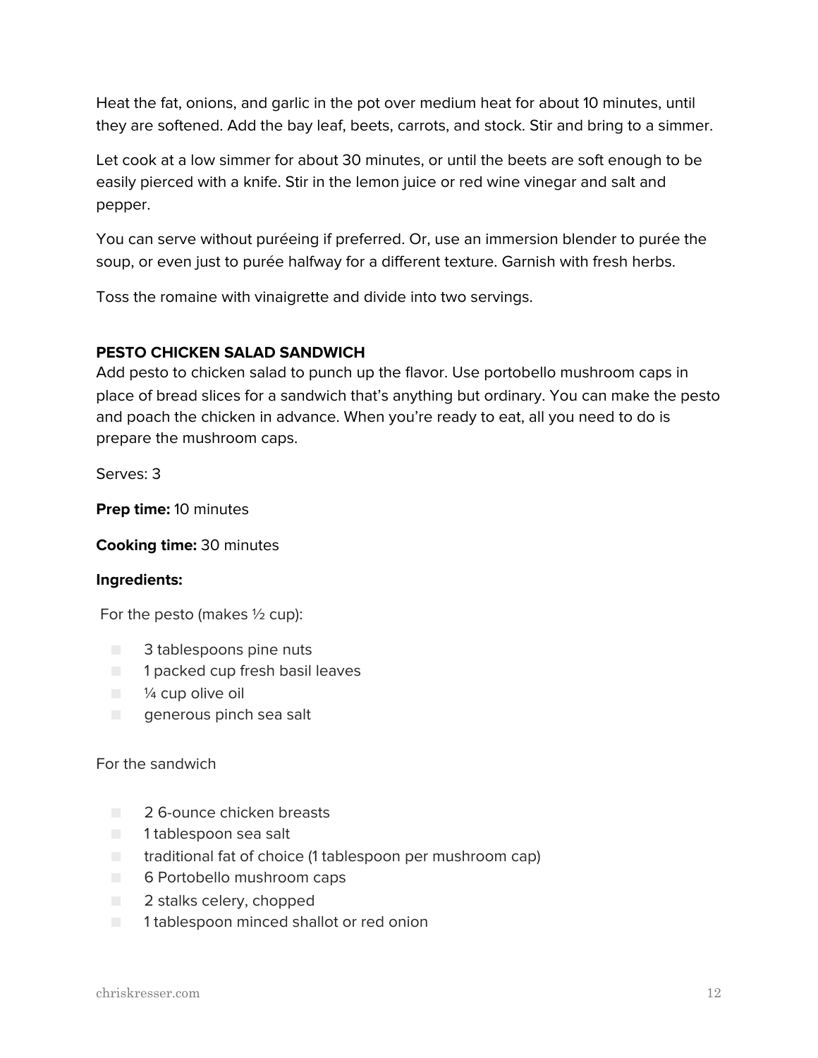Heat the fat, onions, and garlic in the pot over medium heat for about 10 minutes, until they are softened. Add the bay leaf, beets, carrots, and stock. Stir and bring to a simmer.

Let cook at a low simmer for about 30 minutes, or until the beets are soft enough to be easily pierced with a knife. Stir in the lemon juice or red wine vinegar and salt and pepper.

You can serve without puréeing if preferred. Or, use an immersion blender to purée the soup, or even just to purée halfway for a different texture. Garnish with fresh herbs.

Toss the romaine with vinaigrette and divide into two servings.

## PESTO CHICKEN SALAD SANDWICH

Add pesto to chicken salad to punch up the flavor. Use portobello mushroom caps in place of bread slices for a sandwich that's anything but ordinary. You can make the pesto and poach the chicken in advance. When you're ready to eat, all you need to do is prepare the mushroom caps.

Serves: 3

**Prep time:** 10 minutes

**Cooking time:** 30 minutes

**Ingredients:**

For the pesto (makes ½ cup):

- 3 tablespoons pine nuts
- 1 packed cup fresh basil leaves
- ¼ cup olive oil
- generous pinch sea salt

For the sandwich

- 2 6-ounce chicken breasts
- 1 tablespoon sea salt
- traditional fat of choice (1 tablespoon per mushroom cap)
- 6 Portobello mushroom caps
- 2 stalks celery, chopped
- 1 tablespoon minced shallot or red onion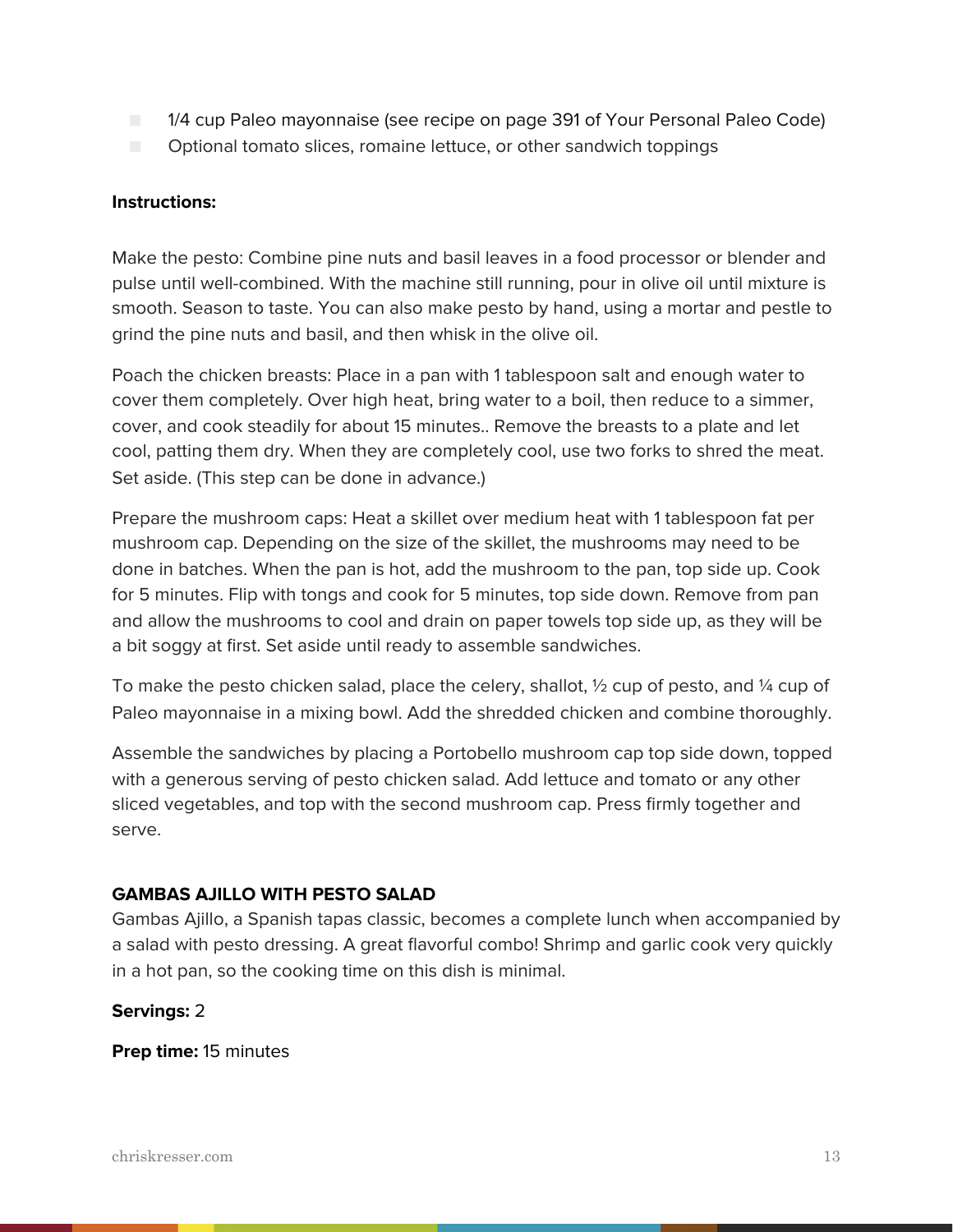- 1/4 cup Paleo mayonnaise (see recipe on page 391 of Your Personal Paleo Code)
- Optional tomato slices, romaine lettuce, or other sandwich toppings

**Instructions:**

Make the pesto: Combine pine nuts and basil leaves in a food processor or blender and pulse until well-combined. With the machine still running, pour in olive oil until mixture is smooth. Season to taste. You can also make pesto by hand, using a mortar and pestle to grind the pine nuts and basil, and then whisk in the olive oil.

Poach the chicken breasts: Place in a pan with 1 tablespoon salt and enough water to cover them completely. Over high heat, bring water to a boil, then reduce to a simmer, cover, and cook steadily for about 15 minutes.. Remove the breasts to a plate and let cool, patting them dry. When they are completely cool, use two forks to shred the meat. Set aside. (This step can be done in advance.)

Prepare the mushroom caps: Heat a skillet over medium heat with 1 tablespoon fat per mushroom cap. Depending on the size of the skillet, the mushrooms may need to be done in batches. When the pan is hot, add the mushroom to the pan, top side up. Cook for 5 minutes. Flip with tongs and cook for 5 minutes, top side down. Remove from pan and allow the mushrooms to cool and drain on paper towels top side up, as they will be a bit soggy at first. Set aside until ready to assemble sandwiches.

To make the pesto chicken salad, place the celery, shallot, ½ cup of pesto, and ¼ cup of Paleo mayonnaise in a mixing bowl. Add the shredded chicken and combine thoroughly.

Assemble the sandwiches by placing a Portobello mushroom cap top side down, topped with a generous serving of pesto chicken salad. Add lettuce and tomato or any other sliced vegetables, and top with the second mushroom cap. Press firmly together and serve.

### GAMBAS AJILLO WITH PESTO SALAD

Gambas Ajillo, a Spanish tapas classic, becomes a complete lunch when accompanied by a salad with pesto dressing. A great flavorful combo! Shrimp and garlic cook very quickly in a hot pan, so the cooking time on this dish is minimal.

**Servings:** 2

**Prep time:** 15 minutes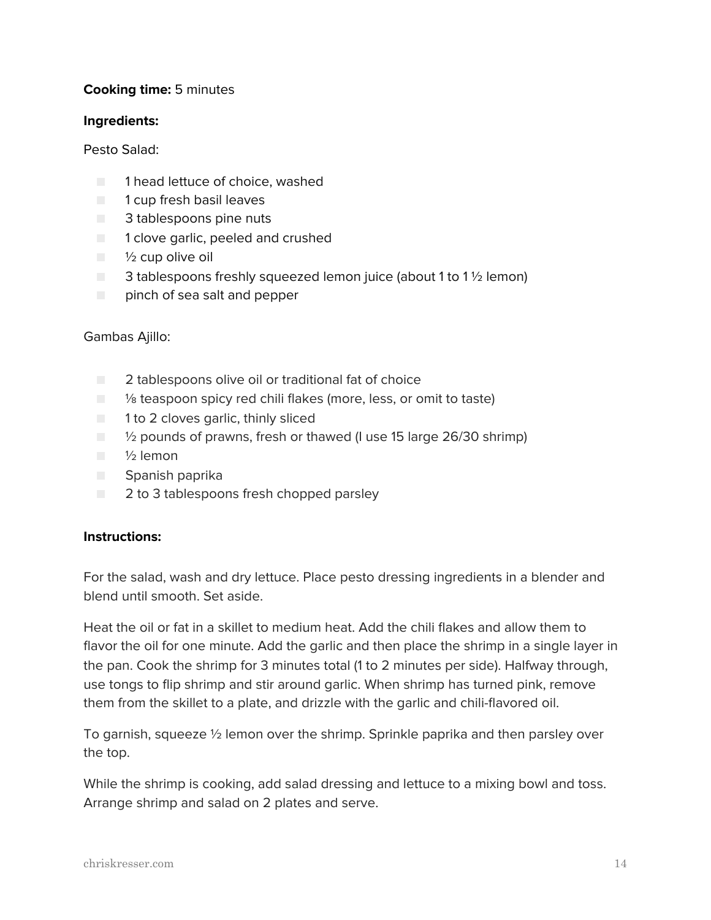**Cooking time:** 5 minutes

**Ingredients:**

Pesto Salad:

- 1 head lettuce of choice, washed
- 1 cup fresh basil leaves
- 3 tablespoons pine nuts
- 1 clove garlic, peeled and crushed
- ½ cup olive oil
- 3 tablespoons freshly squeezed lemon juice (about 1 to 1 ½ lemon)
- pinch of sea salt and pepper

Gambas Ajillo:

- 2 tablespoons olive oil or traditional fat of choice
- ⅛ teaspoon spicy red chili flakes (more, less, or omit to taste)
- 1 to 2 cloves garlic, thinly sliced
- ½ pounds of prawns, fresh or thawed (I use 15 large 26/30 shrimp)
- ½ lemon
- Spanish paprika
- 2 to 3 tablespoons fresh chopped parsley

**Instructions:**

For the salad, wash and dry lettuce. Place pesto dressing ingredients in a blender and blend until smooth. Set aside.

Heat the oil or fat in a skillet to medium heat. Add the chili flakes and allow them to flavor the oil for one minute. Add the garlic and then place the shrimp in a single layer in the pan. Cook the shrimp for 3 minutes total (1 to 2 minutes per side). Halfway through, use tongs to flip shrimp and stir around garlic. When shrimp has turned pink, remove them from the skillet to a plate, and drizzle with the garlic and chili-flavored oil.

To garnish, squeeze ½ lemon over the shrimp. Sprinkle paprika and then parsley over the top.

While the shrimp is cooking, add salad dressing and lettuce to a mixing bowl and toss. Arrange shrimp and salad on 2 plates and serve.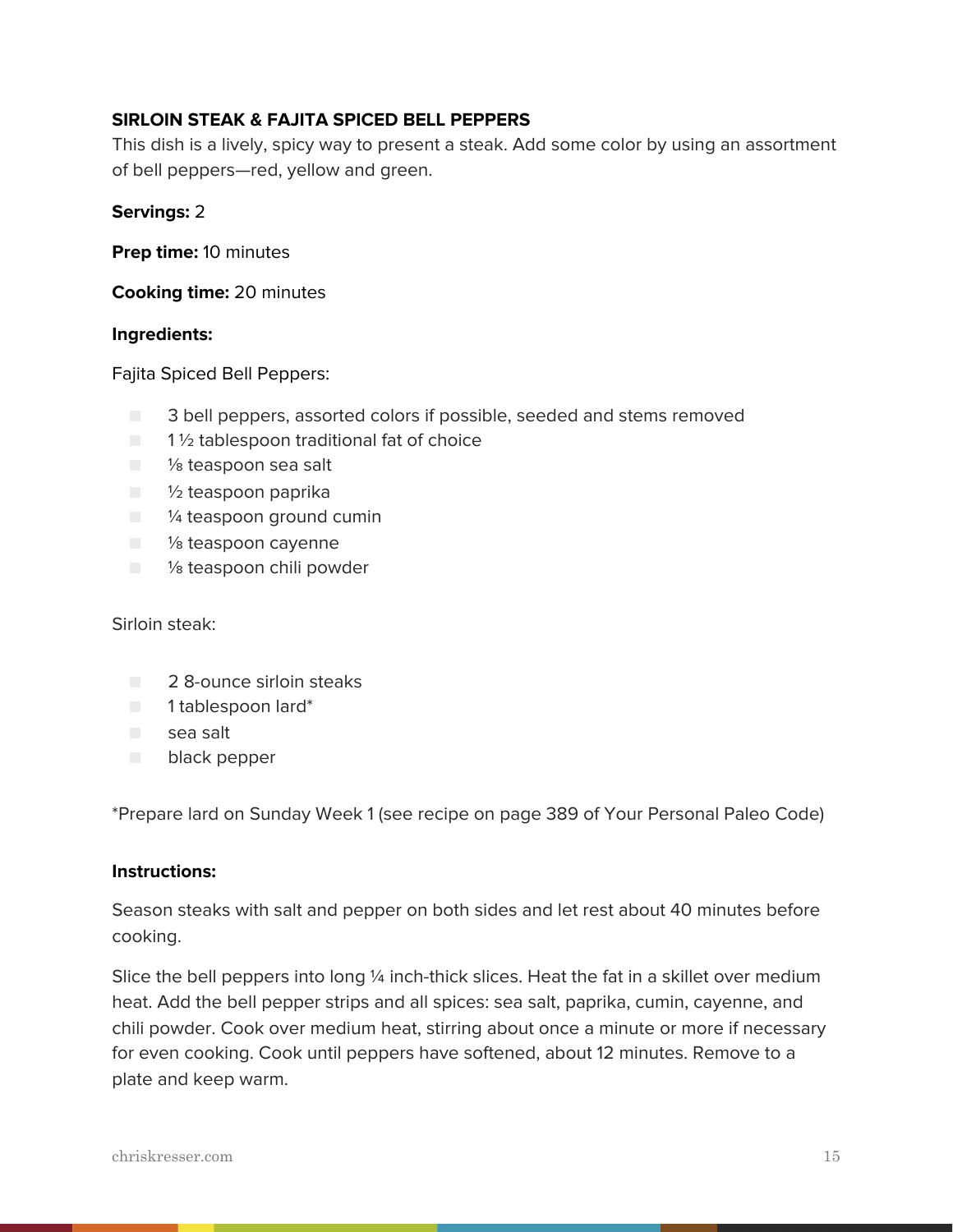**SIRLOIN STEAK & FAJITA SPICED BELL PEPPERS**

This dish is a lively, spicy way to present a steak. Add some color by using an assortment of bell peppers—red, yellow and green.

**Servings:** 2

**Prep time:** 10 minutes

**Cooking time:** 20 minutes

**Ingredients:**

Fajita Spiced Bell Peppers:

- 3 bell peppers, assorted colors if possible, seeded and stems removed
- 1 ½ tablespoon traditional fat of choice
- ⅛ teaspoon sea salt
- ½ teaspoon paprika
- ¼ teaspoon ground cumin
- ⅛ teaspoon cayenne
- ⅛ teaspoon chili powder

Sirloin steak:

- 2 8-ounce sirloin steaks
- 1 tablespoon lard*
- sea salt
- black pepper

*Prepare lard on Sunday Week 1 (see recipe on page 389 of Your Personal Paleo Code)

**Instructions:**

Season steaks with salt and pepper on both sides and let rest about 40 minutes before cooking.

Slice the bell peppers into long ¼ inch-thick slices. Heat the fat in a skillet over medium heat. Add the bell pepper strips and all spices: sea salt, paprika, cumin, cayenne, and chili powder. Cook over medium heat, stirring about once a minute or more if necessary for even cooking. Cook until peppers have softened, about 12 minutes. Remove to a plate and keep warm.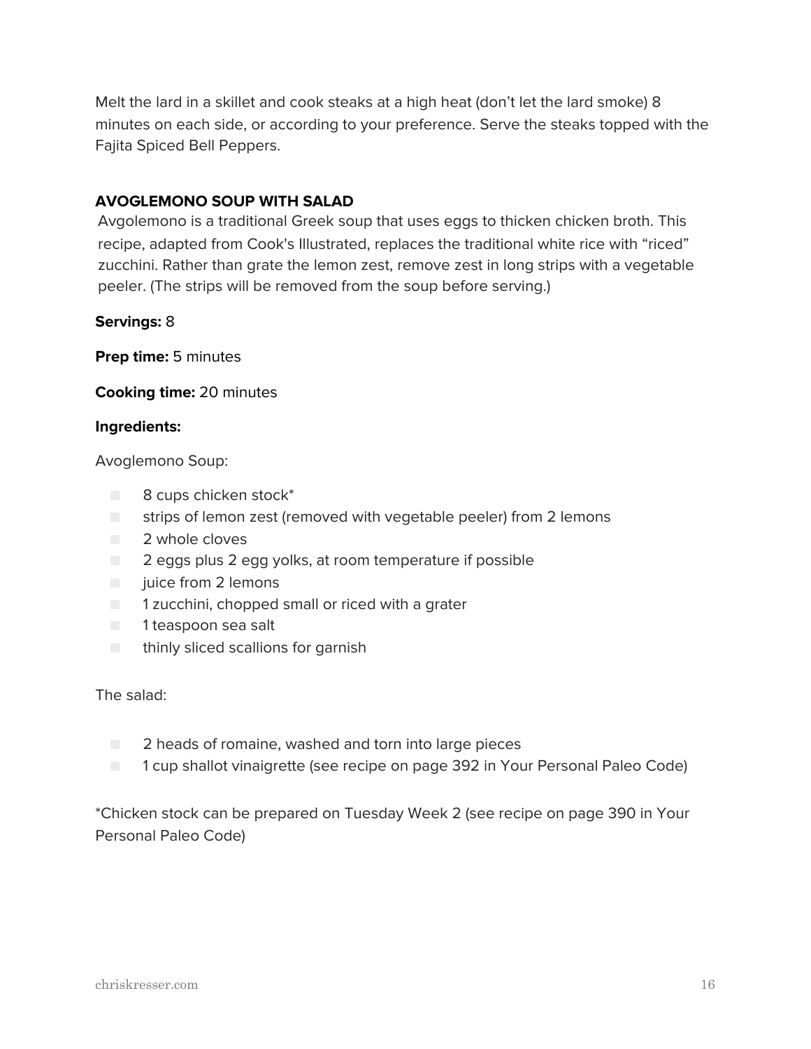Melt the lard in a skillet and cook steaks at a high heat (don't let the lard smoke) 8 minutes on each side, or according to your preference. Serve the steaks topped with the Fajita Spiced Bell Peppers.

### AVOGLEMONO SOUP WITH SALAD

Avgolemono is a traditional Greek soup that uses eggs to thicken chicken broth. This recipe, adapted from Cook's Illustrated, replaces the traditional white rice with "riced" zucchini. Rather than grate the lemon zest, remove zest in long strips with a vegetable peeler. (The strips will be removed from the soup before serving.)

**Servings:** 8

**Prep time:** 5 minutes

**Cooking time:** 20 minutes

**Ingredients:**

Avoglemono Soup:

- 8 cups chicken stock*
- strips of lemon zest (removed with vegetable peeler) from 2 lemons
- 2 whole cloves
- 2 eggs plus 2 egg yolks, at room temperature if possible
- juice from 2 lemons
- 1 zucchini, chopped small or riced with a grater
- 1 teaspoon sea salt
- thinly sliced scallions for garnish

The salad:

- 2 heads of romaine, washed and torn into large pieces
- 1 cup shallot vinaigrette (see recipe on page 392 in Your Personal Paleo Code)

*Chicken stock can be prepared on Tuesday Week 2 (see recipe on page 390 in Your Personal Paleo Code)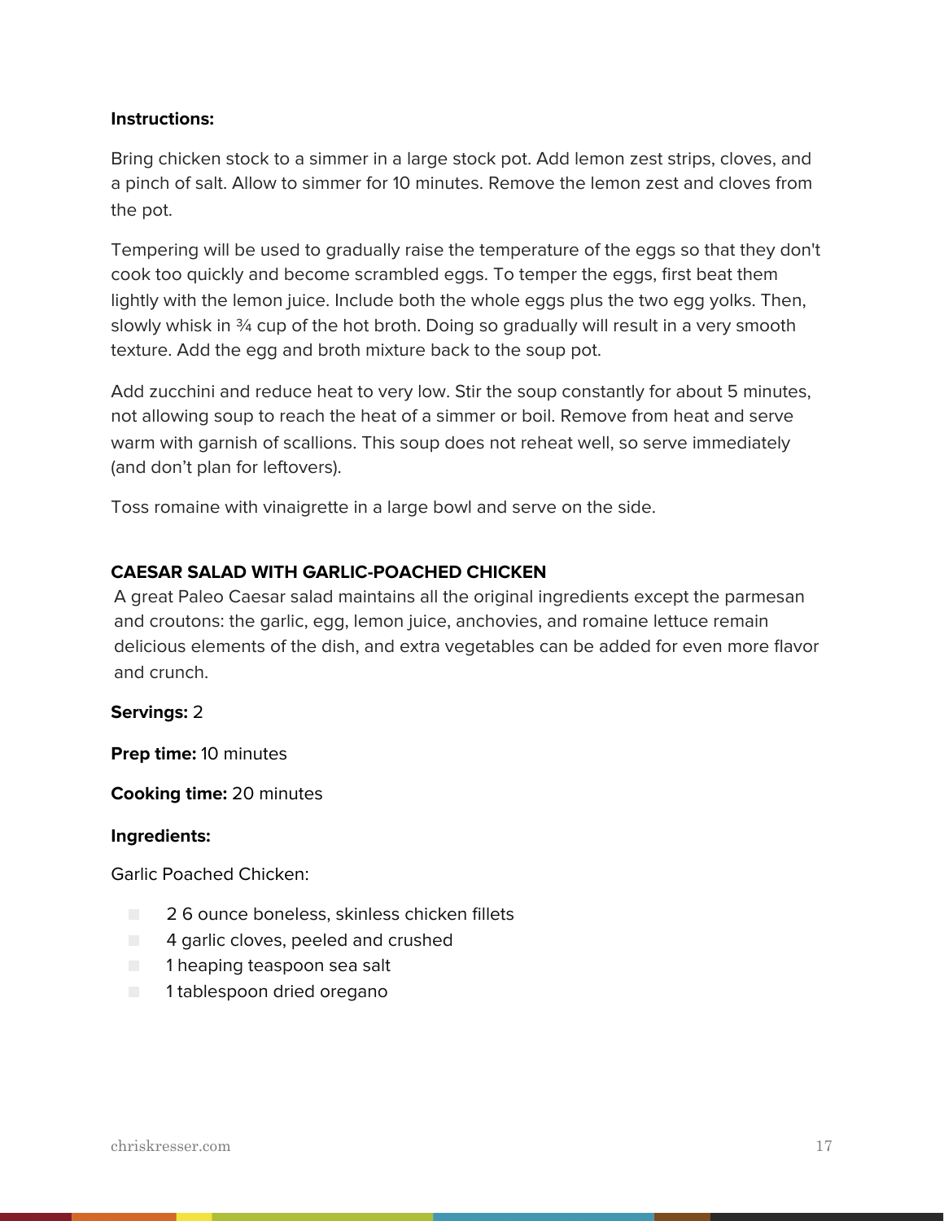**Instructions:**

Bring chicken stock to a simmer in a large stock pot. Add lemon zest strips, cloves, and a pinch of salt. Allow to simmer for 10 minutes. Remove the lemon zest and cloves from the pot.

Tempering will be used to gradually raise the temperature of the eggs so that they don't cook too quickly and become scrambled eggs. To temper the eggs, first beat them lightly with the lemon juice. Include both the whole eggs plus the two egg yolks. Then, slowly whisk in ¾ cup of the hot broth. Doing so gradually will result in a very smooth texture. Add the egg and broth mixture back to the soup pot.

Add zucchini and reduce heat to very low. Stir the soup constantly for about 5 minutes, not allowing soup to reach the heat of a simmer or boil. Remove from heat and serve warm with garnish of scallions. This soup does not reheat well, so serve immediately (and don't plan for leftovers).

Toss romaine with vinaigrette in a large bowl and serve on the side.

## CAESAR SALAD WITH GARLIC-POACHED CHICKEN

A great Paleo Caesar salad maintains all the original ingredients except the parmesan and croutons: the garlic, egg, lemon juice, anchovies, and romaine lettuce remain delicious elements of the dish, and extra vegetables can be added for even more flavor and crunch.

**Servings:** 2

**Prep time:** 10 minutes

**Cooking time:** 20 minutes

**Ingredients:**

Garlic Poached Chicken:

- 2 6 ounce boneless, skinless chicken fillets
- 4 garlic cloves, peeled and crushed
- 1 heaping teaspoon sea salt
- 1 tablespoon dried oregano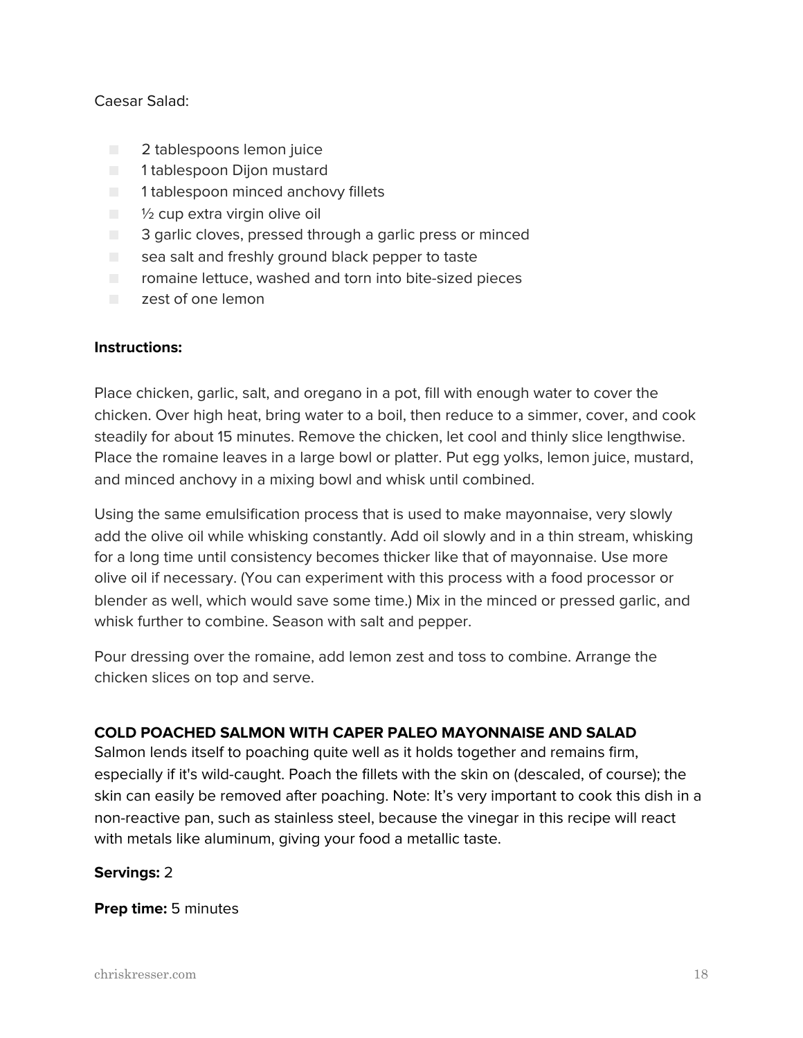Caesar Salad:

- 2 tablespoons lemon juice
- 1 tablespoon Dijon mustard
- 1 tablespoon minced anchovy fillets
- ½ cup extra virgin olive oil
- 3 garlic cloves, pressed through a garlic press or minced
- sea salt and freshly ground black pepper to taste
- romaine lettuce, washed and torn into bite-sized pieces
- zest of one lemon

**Instructions:**

Place chicken, garlic, salt, and oregano in a pot, fill with enough water to cover the chicken. Over high heat, bring water to a boil, then reduce to a simmer, cover, and cook steadily for about 15 minutes. Remove the chicken, let cool and thinly slice lengthwise. Place the romaine leaves in a large bowl or platter. Put egg yolks, lemon juice, mustard, and minced anchovy in a mixing bowl and whisk until combined.

Using the same emulsification process that is used to make mayonnaise, very slowly add the olive oil while whisking constantly. Add oil slowly and in a thin stream, whisking for a long time until consistency becomes thicker like that of mayonnaise. Use more olive oil if necessary. (You can experiment with this process with a food processor or blender as well, which would save some time.) Mix in the minced or pressed garlic, and whisk further to combine. Season with salt and pepper.

Pour dressing over the romaine, add lemon zest and toss to combine. Arrange the chicken slices on top and serve.

## COLD POACHED SALMON WITH CAPER PALEO MAYONNAISE AND SALAD

Salmon lends itself to poaching quite well as it holds together and remains firm, especially if it's wild-caught. Poach the fillets with the skin on (descaled, of course); the skin can easily be removed after poaching. Note: It's very important to cook this dish in a non-reactive pan, such as stainless steel, because the vinegar in this recipe will react with metals like aluminum, giving your food a metallic taste.

**Servings:** 2

**Prep time:** 5 minutes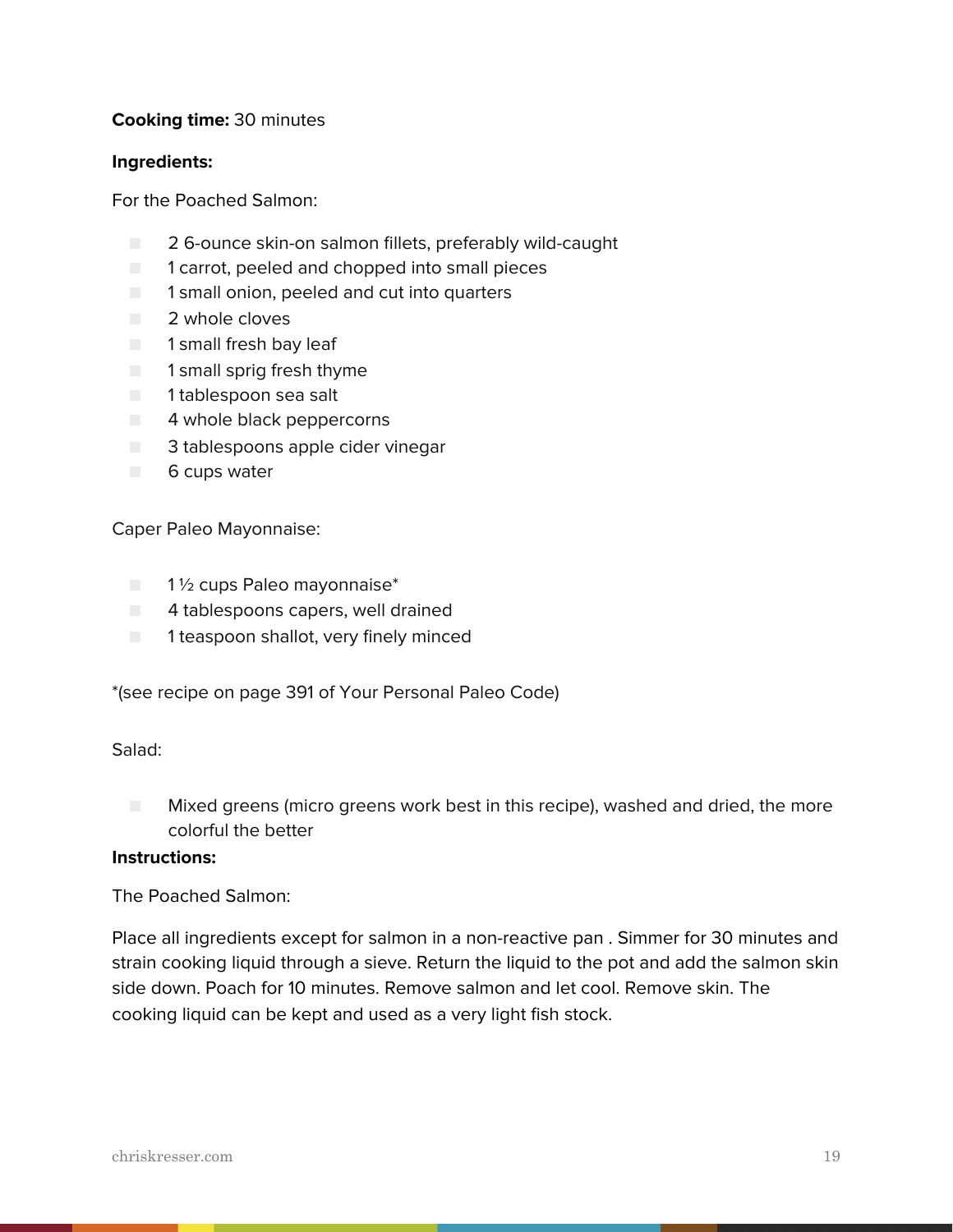**Cooking time:** 30 minutes

**Ingredients:**

For the Poached Salmon:

- 2 6-ounce skin-on salmon fillets, preferably wild-caught
- 1 carrot, peeled and chopped into small pieces
- 1 small onion, peeled and cut into quarters
- 2 whole cloves
- 1 small fresh bay leaf
- 1 small sprig fresh thyme
- 1 tablespoon sea salt
- 4 whole black peppercorns
- 3 tablespoons apple cider vinegar
- 6 cups water

Caper Paleo Mayonnaise:

- 1 ½ cups Paleo mayonnaise*
- 4 tablespoons capers, well drained
- 1 teaspoon shallot, very finely minced

*(see recipe on page 391 of Your Personal Paleo Code)

Salad:

- Mixed greens (micro greens work best in this recipe), washed and dried, the more colorful the better

**Instructions:**

The Poached Salmon:

Place all ingredients except for salmon in a non-reactive pan . Simmer for 30 minutes and strain cooking liquid through a sieve. Return the liquid to the pot and add the salmon skin side down. Poach for 10 minutes. Remove salmon and let cool. Remove skin. The cooking liquid can be kept and used as a very light fish stock.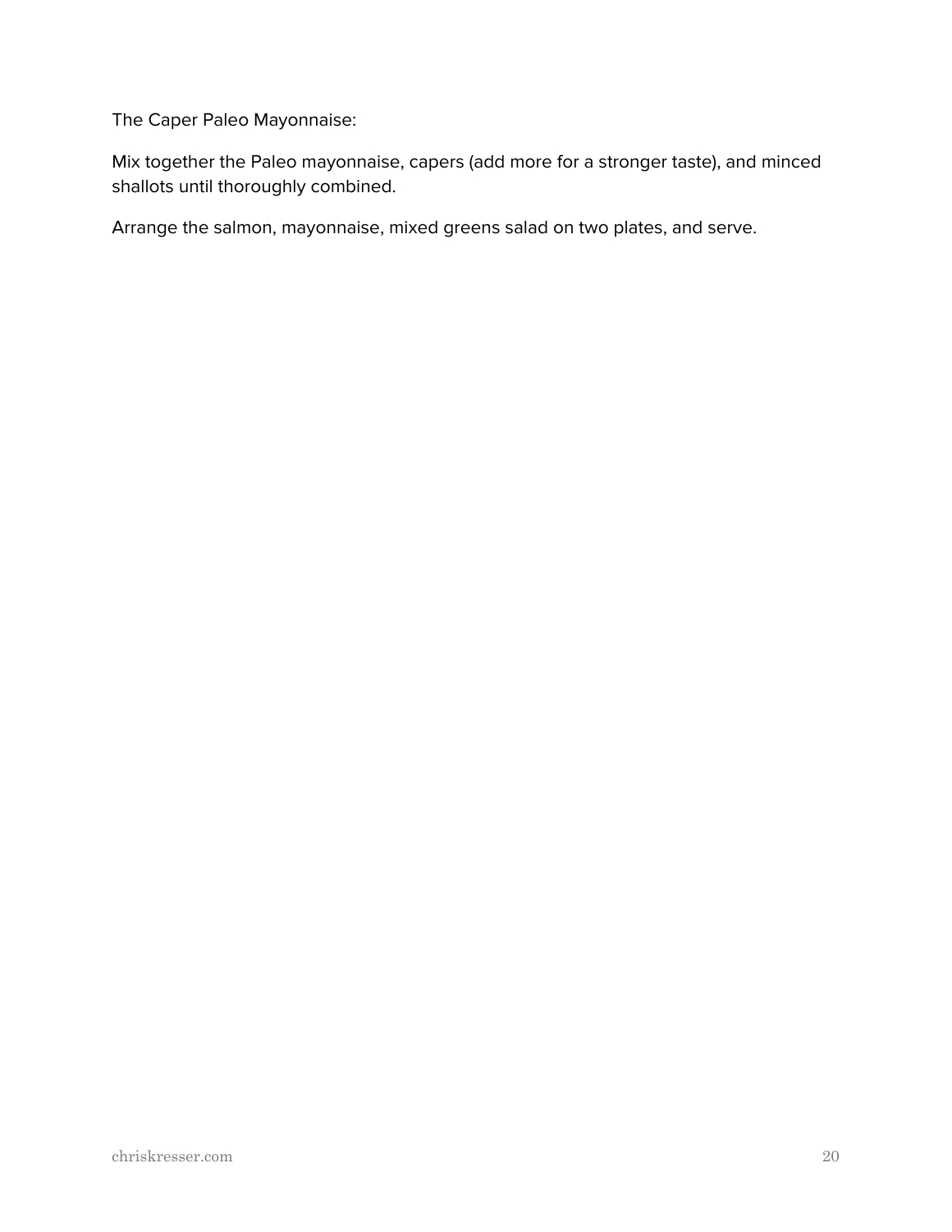The Caper Paleo Mayonnaise:

Mix together the Paleo mayonnaise, capers (add more for a stronger taste), and minced shallots until thoroughly combined.

Arrange the salmon, mayonnaise, mixed greens salad on two plates, and serve.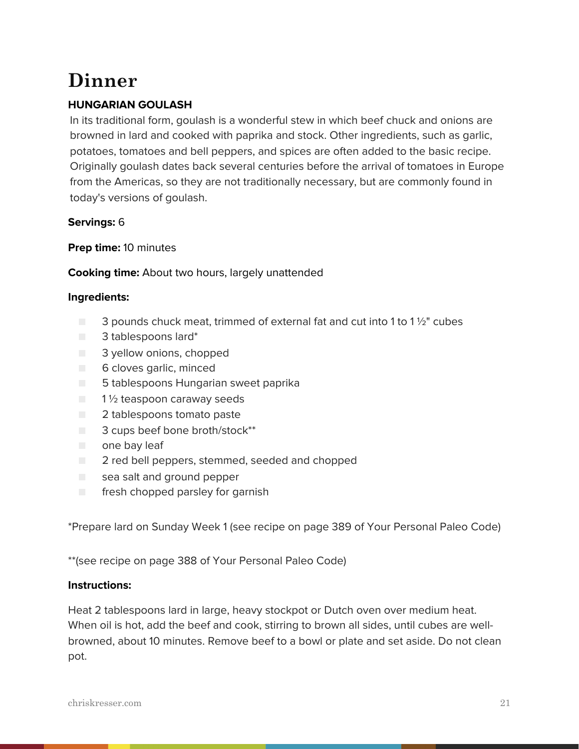# Dinner

### HUNGARIAN GOULASH

In its traditional form, goulash is a wonderful stew in which beef chuck and onions are browned in lard and cooked with paprika and stock. Other ingredients, such as garlic, potatoes, tomatoes and bell peppers, and spices are often added to the basic recipe. Originally goulash dates back several centuries before the arrival of tomatoes in Europe from the Americas, so they are not traditionally necessary, but are commonly found in today's versions of goulash.

**Servings:** 6

**Prep time:** 10 minutes

**Cooking time:** About two hours, largely unattended

**Ingredients:**

- 3 pounds chuck meat, trimmed of external fat and cut into 1 to 1 ½" cubes
- 3 tablespoons lard*
- 3 yellow onions, chopped
- 6 cloves garlic, minced
- 5 tablespoons Hungarian sweet paprika
- 1 ½ teaspoon caraway seeds
- 2 tablespoons tomato paste
- 3 cups beef bone broth/stock**
- one bay leaf
- 2 red bell peppers, stemmed, seeded and chopped
- sea salt and ground pepper
- fresh chopped parsley for garnish

*Prepare lard on Sunday Week 1 (see recipe on page 389 of Your Personal Paleo Code)

**(see recipe on page 388 of Your Personal Paleo Code)

**Instructions:**

Heat 2 tablespoons lard in large, heavy stockpot or Dutch oven over medium heat. When oil is hot, add the beef and cook, stirring to brown all sides, until cubes are well-browned, about 10 minutes. Remove beef to a bowl or plate and set aside. Do not clean pot.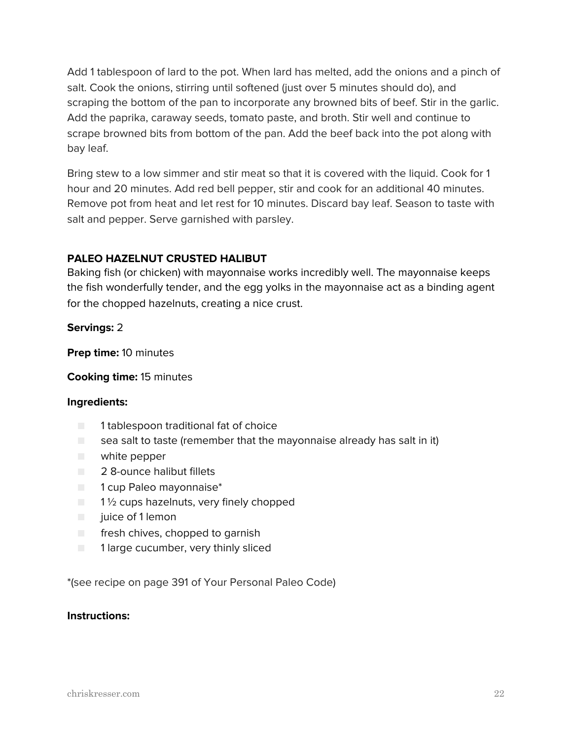Add 1 tablespoon of lard to the pot. When lard has melted, add the onions and a pinch of salt. Cook the onions, stirring until softened (just over 5 minutes should do), and scraping the bottom of the pan to incorporate any browned bits of beef. Stir in the garlic. Add the paprika, caraway seeds, tomato paste, and broth. Stir well and continue to scrape browned bits from bottom of the pan. Add the beef back into the pot along with bay leaf.

Bring stew to a low simmer and stir meat so that it is covered with the liquid. Cook for 1 hour and 20 minutes. Add red bell pepper, stir and cook for an additional 40 minutes. Remove pot from heat and let rest for 10 minutes. Discard bay leaf. Season to taste with salt and pepper. Serve garnished with parsley.

## PALEO HAZELNUT CRUSTED HALIBUT

Baking fish (or chicken) with mayonnaise works incredibly well. The mayonnaise keeps the fish wonderfully tender, and the egg yolks in the mayonnaise act as a binding agent for the chopped hazelnuts, creating a nice crust.

**Servings:** 2

**Prep time:** 10 minutes

**Cooking time:** 15 minutes

**Ingredients:**

- 1 tablespoon traditional fat of choice
- sea salt to taste (remember that the mayonnaise already has salt in it)
- white pepper
- 2 8-ounce halibut fillets
- 1 cup Paleo mayonnaise*
- 1 ½ cups hazelnuts, very finely chopped
- juice of 1 lemon
- fresh chives, chopped to garnish
- 1 large cucumber, very thinly sliced

*(see recipe on page 391 of Your Personal Paleo Code)

**Instructions:**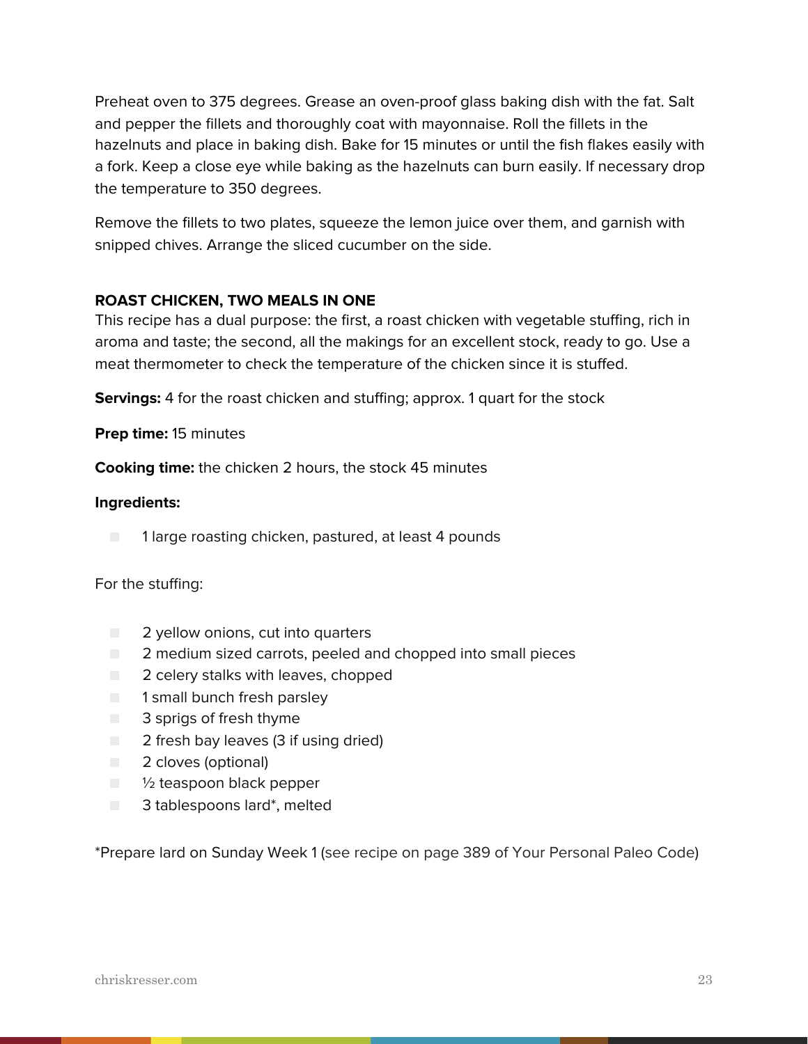Preheat oven to 375 degrees. Grease an oven-proof glass baking dish with the fat. Salt and pepper the fillets and thoroughly coat with mayonnaise. Roll the fillets in the hazelnuts and place in baking dish. Bake for 15 minutes or until the fish flakes easily with a fork. Keep a close eye while baking as the hazelnuts can burn easily. If necessary drop the temperature to 350 degrees.

Remove the fillets to two plates, squeeze the lemon juice over them, and garnish with snipped chives. Arrange the sliced cucumber on the side.

### ROAST CHICKEN, TWO MEALS IN ONE

This recipe has a dual purpose: the first, a roast chicken with vegetable stuffing, rich in aroma and taste; the second, all the makings for an excellent stock, ready to go. Use a meat thermometer to check the temperature of the chicken since it is stuffed.

**Servings:** 4 for the roast chicken and stuffing; approx. 1 quart for the stock

**Prep time:** 15 minutes

**Cooking time:** the chicken 2 hours, the stock 45 minutes

**Ingredients:**

- 1 large roasting chicken, pastured, at least 4 pounds

For the stuffing:

- 2 yellow onions, cut into quarters
- 2 medium sized carrots, peeled and chopped into small pieces
- 2 celery stalks with leaves, chopped
- 1 small bunch fresh parsley
- 3 sprigs of fresh thyme
- 2 fresh bay leaves (3 if using dried)
- 2 cloves (optional)
- ½ teaspoon black pepper
- 3 tablespoons lard*, melted

*Prepare lard on Sunday Week 1 (see recipe on page 389 of Your Personal Paleo Code)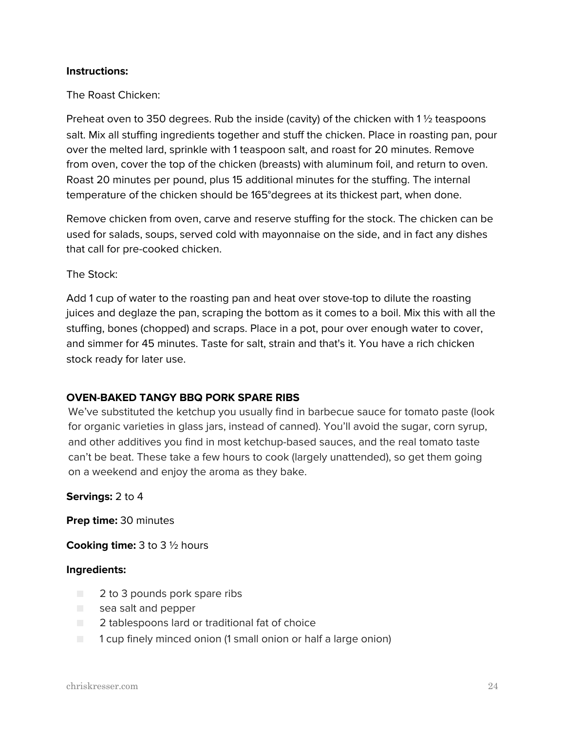**Instructions:**

The Roast Chicken:

Preheat oven to 350 degrees. Rub the inside (cavity) of the chicken with 1 ½ teaspoons salt. Mix all stuffing ingredients together and stuff the chicken. Place in roasting pan, pour over the melted lard, sprinkle with 1 teaspoon salt, and roast for 20 minutes. Remove from oven, cover the top of the chicken (breasts) with aluminum foil, and return to oven. Roast 20 minutes per pound, plus 15 additional minutes for the stuffing. The internal temperature of the chicken should be 165°degrees at its thickest part, when done.

Remove chicken from oven, carve and reserve stuffing for the stock. The chicken can be used for salads, soups, served cold with mayonnaise on the side, and in fact any dishes that call for pre-cooked chicken.

The Stock:

Add 1 cup of water to the roasting pan and heat over stove-top to dilute the roasting juices and deglaze the pan, scraping the bottom as it comes to a boil. Mix this with all the stuffing, bones (chopped) and scraps. Place in a pot, pour over enough water to cover, and simmer for 45 minutes. Taste for salt, strain and that's it. You have a rich chicken stock ready for later use.

**OVEN-BAKED TANGY BBQ PORK SPARE RIBS**

We've substituted the ketchup you usually find in barbecue sauce for tomato paste (look for organic varieties in glass jars, instead of canned). You'll avoid the sugar, corn syrup, and other additives you find in most ketchup-based sauces, and the real tomato taste can't be beat. These take a few hours to cook (largely unattended), so get them going on a weekend and enjoy the aroma as they bake.

**Servings:** 2 to 4

**Prep time:** 30 minutes

**Cooking time:** 3 to 3 ½ hours

**Ingredients:**

- 2 to 3 pounds pork spare ribs
- sea salt and pepper
- 2 tablespoons lard or traditional fat of choice
- 1 cup finely minced onion (1 small onion or half a large onion)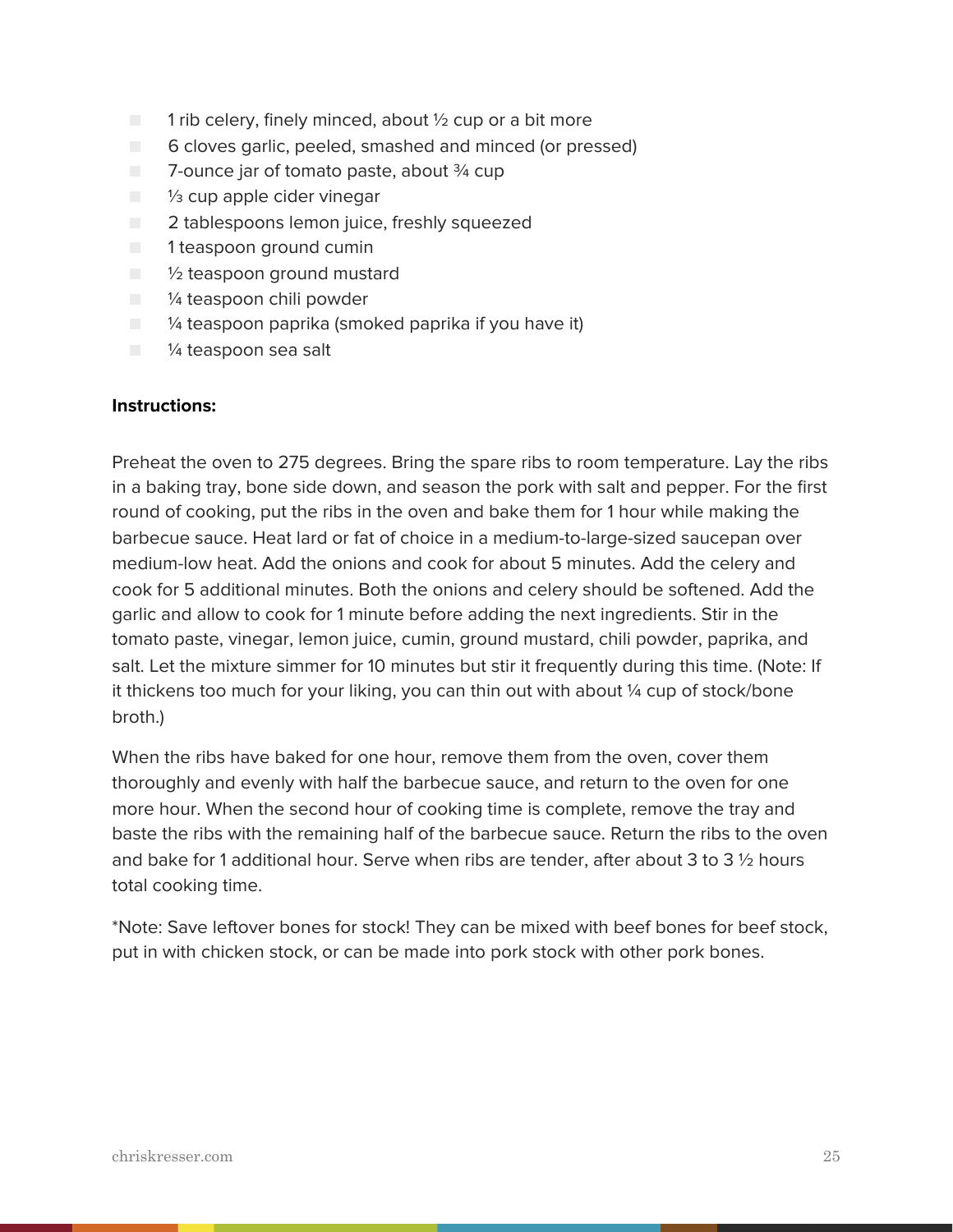- 1 rib celery, finely minced, about ½ cup or a bit more
- 6 cloves garlic, peeled, smashed and minced (or pressed)
- 7-ounce jar of tomato paste, about ¾ cup
- ⅓ cup apple cider vinegar
- 2 tablespoons lemon juice, freshly squeezed
- 1 teaspoon ground cumin
- ½ teaspoon ground mustard
- ¼ teaspoon chili powder
- ¼ teaspoon paprika (smoked paprika if you have it)
- ¼ teaspoon sea salt

**Instructions:**

Preheat the oven to 275 degrees. Bring the spare ribs to room temperature. Lay the ribs in a baking tray, bone side down, and season the pork with salt and pepper. For the first round of cooking, put the ribs in the oven and bake them for 1 hour while making the barbecue sauce. Heat lard or fat of choice in a medium-to-large-sized saucepan over medium-low heat. Add the onions and cook for about 5 minutes. Add the celery and cook for 5 additional minutes. Both the onions and celery should be softened. Add the garlic and allow to cook for 1 minute before adding the next ingredients. Stir in the tomato paste, vinegar, lemon juice, cumin, ground mustard, chili powder, paprika, and salt. Let the mixture simmer for 10 minutes but stir it frequently during this time. (Note: If it thickens too much for your liking, you can thin out with about ¼ cup of stock/bone broth.)

When the ribs have baked for one hour, remove them from the oven, cover them thoroughly and evenly with half the barbecue sauce, and return to the oven for one more hour. When the second hour of cooking time is complete, remove the tray and baste the ribs with the remaining half of the barbecue sauce. Return the ribs to the oven and bake for 1 additional hour. Serve when ribs are tender, after about 3 to 3 ½ hours total cooking time.

*Note: Save leftover bones for stock! They can be mixed with beef bones for beef stock, put in with chicken stock, or can be made into pork stock with other pork bones.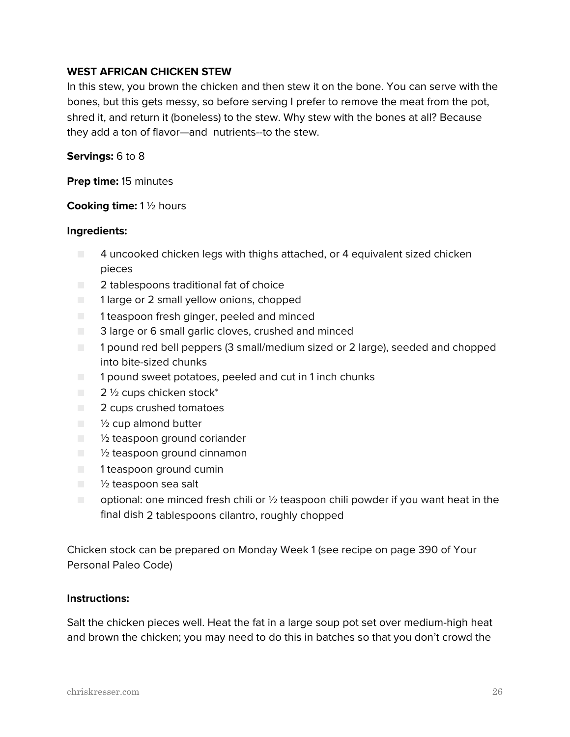**WEST AFRICAN CHICKEN STEW**

In this stew, you brown the chicken and then stew it on the bone. You can serve with the bones, but this gets messy, so before serving I prefer to remove the meat from the pot, shred it, and return it (boneless) to the stew. Why stew with the bones at all? Because they add a ton of flavor—and nutrients--to the stew.

**Servings:** 6 to 8

**Prep time:** 15 minutes

**Cooking time:** 1 ½ hours

**Ingredients:**

- 4 uncooked chicken legs with thighs attached, or 4 equivalent sized chicken pieces
- 2 tablespoons traditional fat of choice
- 1 large or 2 small yellow onions, chopped
- 1 teaspoon fresh ginger, peeled and minced
- 3 large or 6 small garlic cloves, crushed and minced
- 1 pound red bell peppers (3 small/medium sized or 2 large), seeded and chopped into bite-sized chunks
- 1 pound sweet potatoes, peeled and cut in 1 inch chunks
- 2 ½ cups chicken stock*
- 2 cups crushed tomatoes
- ½ cup almond butter
- ½ teaspoon ground coriander
- ½ teaspoon ground cinnamon
- 1 teaspoon ground cumin
- ½ teaspoon sea salt
- optional: one minced fresh chili or ½ teaspoon chili powder if you want heat in the final dish 2 tablespoons cilantro, roughly chopped

Chicken stock can be prepared on Monday Week 1 (see recipe on page 390 of Your Personal Paleo Code)

**Instructions:**

Salt the chicken pieces well. Heat the fat in a large soup pot set over medium-high heat and brown the chicken; you may need to do this in batches so that you don't crowd the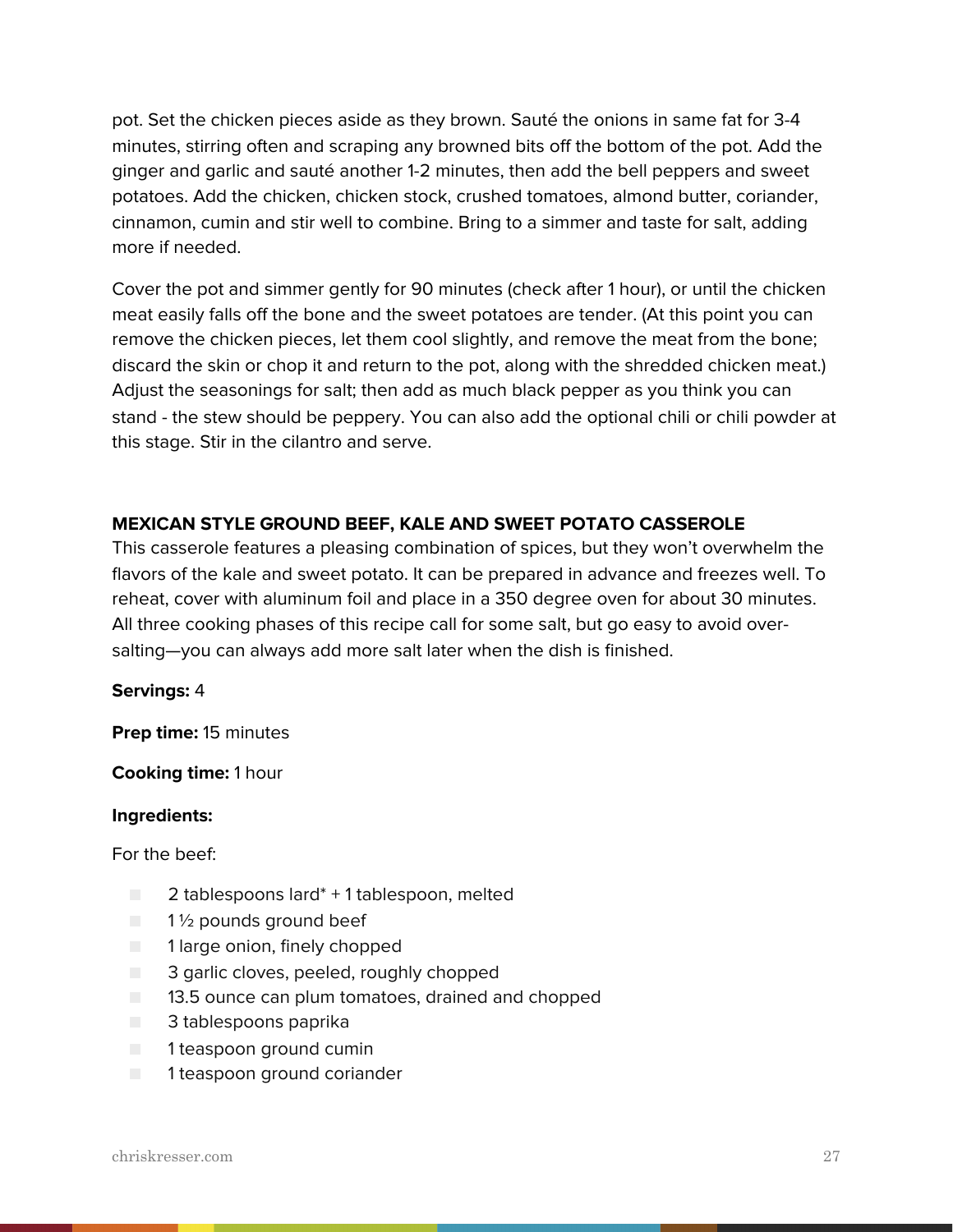pot. Set the chicken pieces aside as they brown. Sauté the onions in same fat for 3-4 minutes, stirring often and scraping any browned bits off the bottom of the pot. Add the ginger and garlic and sauté another 1-2 minutes, then add the bell peppers and sweet potatoes. Add the chicken, chicken stock, crushed tomatoes, almond butter, coriander, cinnamon, cumin and stir well to combine. Bring to a simmer and taste for salt, adding more if needed.

Cover the pot and simmer gently for 90 minutes (check after 1 hour), or until the chicken meat easily falls off the bone and the sweet potatoes are tender. (At this point you can remove the chicken pieces, let them cool slightly, and remove the meat from the bone; discard the skin or chop it and return to the pot, along with the shredded chicken meat.) Adjust the seasonings for salt; then add as much black pepper as you think you can stand - the stew should be peppery. You can also add the optional chili or chili powder at this stage. Stir in the cilantro and serve.

## MEXICAN STYLE GROUND BEEF, KALE AND SWEET POTATO CASSEROLE

This casserole features a pleasing combination of spices, but they won't overwhelm the flavors of the kale and sweet potato. It can be prepared in advance and freezes well. To reheat, cover with aluminum foil and place in a 350 degree oven for about 30 minutes. All three cooking phases of this recipe call for some salt, but go easy to avoid over-salting—you can always add more salt later when the dish is finished.

**Servings:** 4

**Prep time:** 15 minutes

**Cooking time:** 1 hour

**Ingredients:**

For the beef:

- 2 tablespoons lard* + 1 tablespoon, melted
- 1 ½ pounds ground beef
- 1 large onion, finely chopped
- 3 garlic cloves, peeled, roughly chopped
- 13.5 ounce can plum tomatoes, drained and chopped
- 3 tablespoons paprika
- 1 teaspoon ground cumin
- 1 teaspoon ground coriander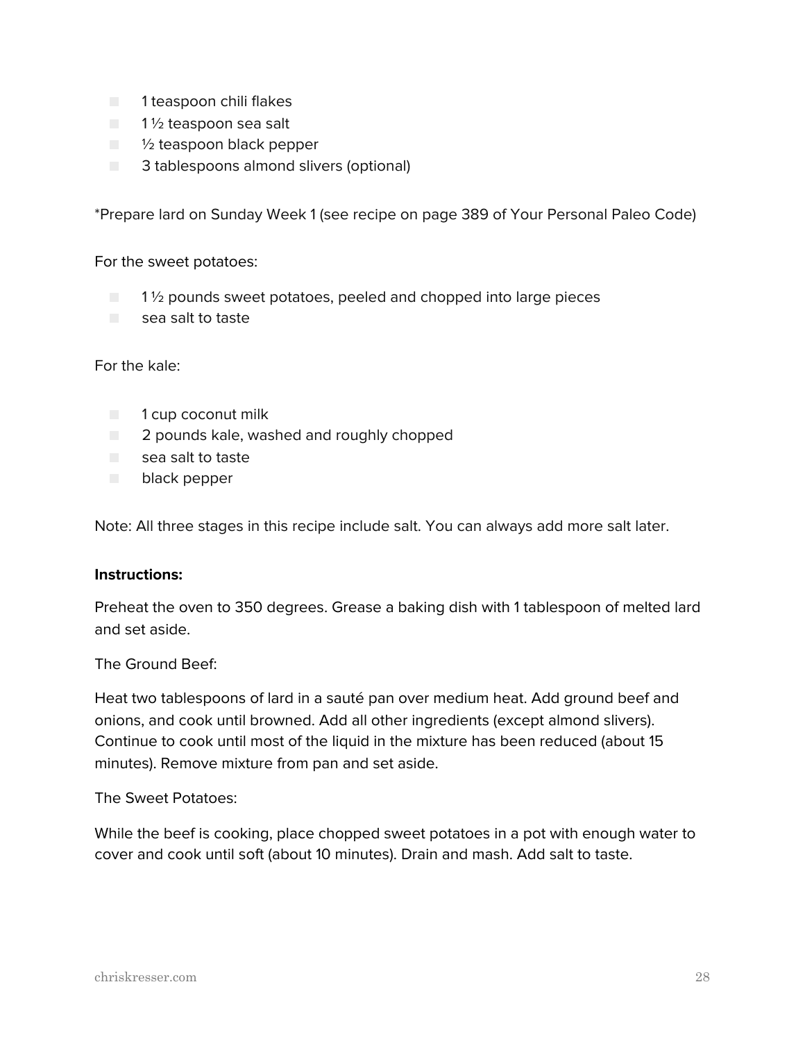- 1 teaspoon chili flakes
- 1 ½ teaspoon sea salt
- ½ teaspoon black pepper
- 3 tablespoons almond slivers (optional)

*Prepare lard on Sunday Week 1 (see recipe on page 389 of Your Personal Paleo Code)

For the sweet potatoes:

- 1 ½ pounds sweet potatoes, peeled and chopped into large pieces
- sea salt to taste

For the kale:

- 1 cup coconut milk
- 2 pounds kale, washed and roughly chopped
- sea salt to taste
- black pepper

Note: All three stages in this recipe include salt. You can always add more salt later.

**Instructions:**

Preheat the oven to 350 degrees. Grease a baking dish with 1 tablespoon of melted lard and set aside.

The Ground Beef:

Heat two tablespoons of lard in a sauté pan over medium heat. Add ground beef and onions, and cook until browned. Add all other ingredients (except almond slivers). Continue to cook until most of the liquid in the mixture has been reduced (about 15 minutes). Remove mixture from pan and set aside.

The Sweet Potatoes:

While the beef is cooking, place chopped sweet potatoes in a pot with enough water to cover and cook until soft (about 10 minutes). Drain and mash. Add salt to taste.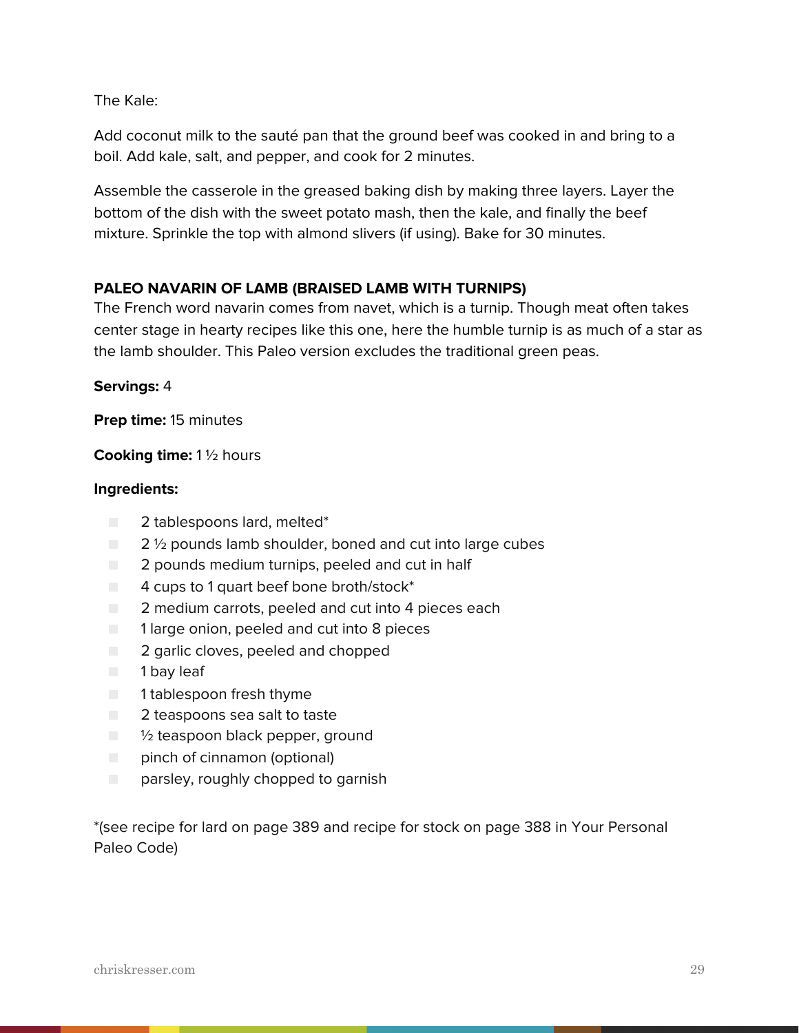The Kale:

Add coconut milk to the sauté pan that the ground beef was cooked in and bring to a boil. Add kale, salt, and pepper, and cook for 2 minutes.

Assemble the casserole in the greased baking dish by making three layers. Layer the bottom of the dish with the sweet potato mash, then the kale, and finally the beef mixture. Sprinkle the top with almond slivers (if using). Bake for 30 minutes.

### PALEO NAVARIN OF LAMB (BRAISED LAMB WITH TURNIPS)

The French word navarin comes from navet, which is a turnip. Though meat often takes center stage in hearty recipes like this one, here the humble turnip is as much of a star as the lamb shoulder. This Paleo version excludes the traditional green peas.

**Servings:** 4

**Prep time:** 15 minutes

**Cooking time:** 1 ½ hours

**Ingredients:**

- 2 tablespoons lard, melted*
- 2 ½ pounds lamb shoulder, boned and cut into large cubes
- 2 pounds medium turnips, peeled and cut in half
- 4 cups to 1 quart beef bone broth/stock*
- 2 medium carrots, peeled and cut into 4 pieces each
- 1 large onion, peeled and cut into 8 pieces
- 2 garlic cloves, peeled and chopped
- 1 bay leaf
- 1 tablespoon fresh thyme
- 2 teaspoons sea salt to taste
- ½ teaspoon black pepper, ground
- pinch of cinnamon (optional)
- parsley, roughly chopped to garnish

*(see recipe for lard on page 389 and recipe for stock on page 388 in Your Personal Paleo Code)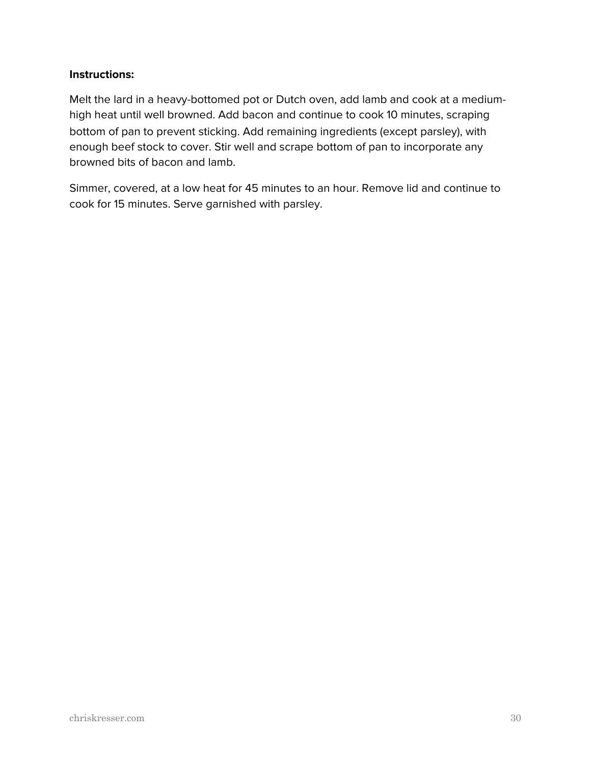**Instructions:**

Melt the lard in a heavy-bottomed pot or Dutch oven, add lamb and cook at a medium-high heat until well browned. Add bacon and continue to cook 10 minutes, scraping bottom of pan to prevent sticking. Add remaining ingredients (except parsley), with enough beef stock to cover. Stir well and scrape bottom of pan to incorporate any browned bits of bacon and lamb.

Simmer, covered, at a low heat for 45 minutes to an hour. Remove lid and continue to cook for 15 minutes. Serve garnished with parsley.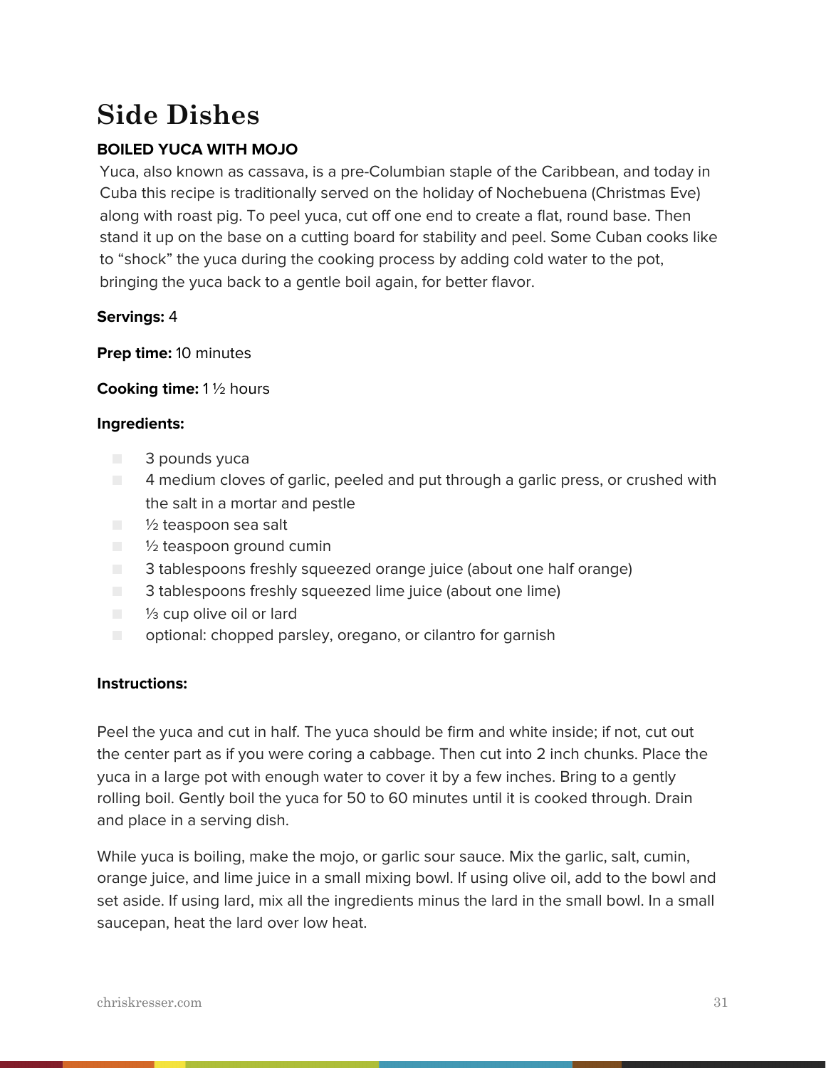# Side Dishes

### BOILED YUCA WITH MOJO

Yuca, also known as cassava, is a pre-Columbian staple of the Caribbean, and today in Cuba this recipe is traditionally served on the holiday of Nochebuena (Christmas Eve) along with roast pig. To peel yuca, cut off one end to create a flat, round base. Then stand it up on the base on a cutting board for stability and peel. Some Cuban cooks like to "shock" the yuca during the cooking process by adding cold water to the pot, bringing the yuca back to a gentle boil again, for better flavor.

**Servings:** 4

**Prep time:** 10 minutes

**Cooking time:** 1 ½ hours

**Ingredients:**

- 3 pounds yuca
- 4 medium cloves of garlic, peeled and put through a garlic press, or crushed with the salt in a mortar and pestle
- ½ teaspoon sea salt
- ½ teaspoon ground cumin
- 3 tablespoons freshly squeezed orange juice (about one half orange)
- 3 tablespoons freshly squeezed lime juice (about one lime)
- ⅓ cup olive oil or lard
- optional: chopped parsley, oregano, or cilantro for garnish

**Instructions:**

Peel the yuca and cut in half. The yuca should be firm and white inside; if not, cut out the center part as if you were coring a cabbage. Then cut into 2 inch chunks. Place the yuca in a large pot with enough water to cover it by a few inches. Bring to a gently rolling boil. Gently boil the yuca for 50 to 60 minutes until it is cooked through. Drain and place in a serving dish.

While yuca is boiling, make the mojo, or garlic sour sauce. Mix the garlic, salt, cumin, orange juice, and lime juice in a small mixing bowl. If using olive oil, add to the bowl and set aside. If using lard, mix all the ingredients minus the lard in the small bowl. In a small saucepan, heat the lard over low heat.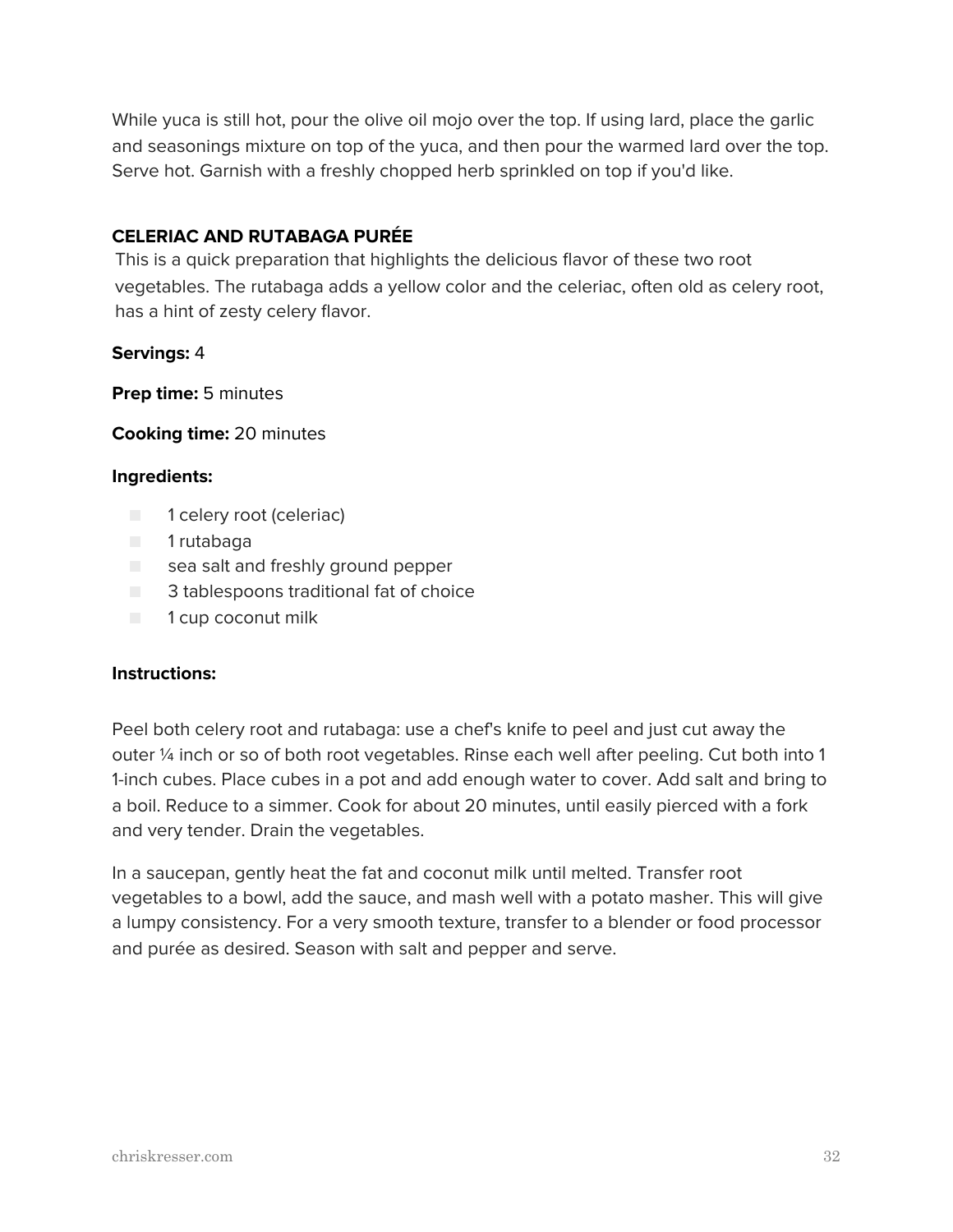While yuca is still hot, pour the olive oil mojo over the top. If using lard, place the garlic and seasonings mixture on top of the yuca, and then pour the warmed lard over the top. Serve hot. Garnish with a freshly chopped herb sprinkled on top if you'd like.

### CELERIAC AND RUTABAGA PURÉE

This is a quick preparation that highlights the delicious flavor of these two root vegetables. The rutabaga adds a yellow color and the celeriac, often old as celery root, has a hint of zesty celery flavor.

**Servings:** 4

**Prep time:** 5 minutes

**Cooking time:** 20 minutes

**Ingredients:**

- 1 celery root (celeriac)
- 1 rutabaga
- sea salt and freshly ground pepper
- 3 tablespoons traditional fat of choice
- 1 cup coconut milk

**Instructions:**

Peel both celery root and rutabaga: use a chef's knife to peel and just cut away the outer ¼ inch or so of both root vegetables. Rinse each well after peeling. Cut both into 1 1-inch cubes. Place cubes in a pot and add enough water to cover. Add salt and bring to a boil. Reduce to a simmer. Cook for about 20 minutes, until easily pierced with a fork and very tender. Drain the vegetables.

In a saucepan, gently heat the fat and coconut milk until melted. Transfer root vegetables to a bowl, add the sauce, and mash well with a potato masher. This will give a lumpy consistency. For a very smooth texture, transfer to a blender or food processor and purée as desired. Season with salt and pepper and serve.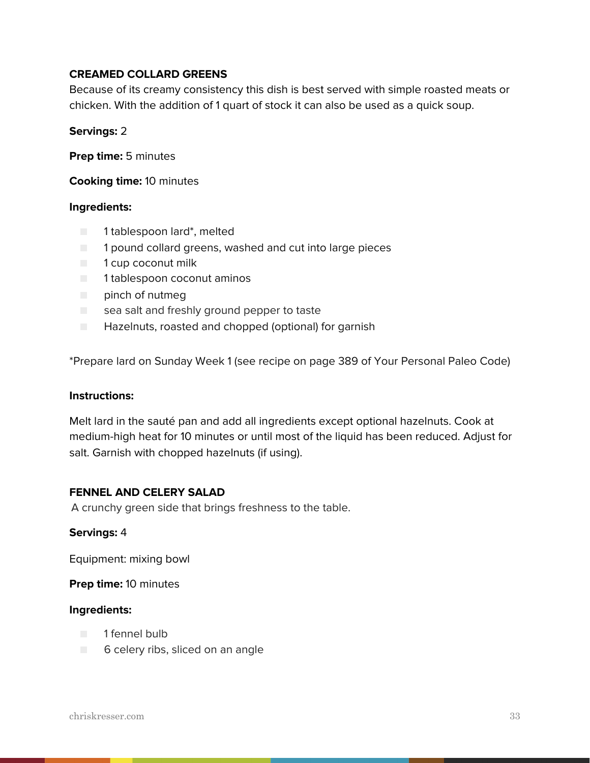## CREAMED COLLARD GREENS

Because of its creamy consistency this dish is best served with simple roasted meats or chicken. With the addition of 1 quart of stock it can also be used as a quick soup.

**Servings:** 2

**Prep time:** 5 minutes

**Cooking time:** 10 minutes

**Ingredients:**

- 1 tablespoon lard*, melted
- 1 pound collard greens, washed and cut into large pieces
- 1 cup coconut milk
- 1 tablespoon coconut aminos
- pinch of nutmeg
- sea salt and freshly ground pepper to taste
- Hazelnuts, roasted and chopped (optional) for garnish

*Prepare lard on Sunday Week 1 (see recipe on page 389 of Your Personal Paleo Code)

**Instructions:**

Melt lard in the sauté pan and add all ingredients except optional hazelnuts. Cook at medium-high heat for 10 minutes or until most of the liquid has been reduced. Adjust for salt. Garnish with chopped hazelnuts (if using).

## FENNEL AND CELERY SALAD

A crunchy green side that brings freshness to the table.

**Servings:** 4

Equipment: mixing bowl

**Prep time:** 10 minutes

**Ingredients:**

- 1 fennel bulb
- 6 celery ribs, sliced on an angle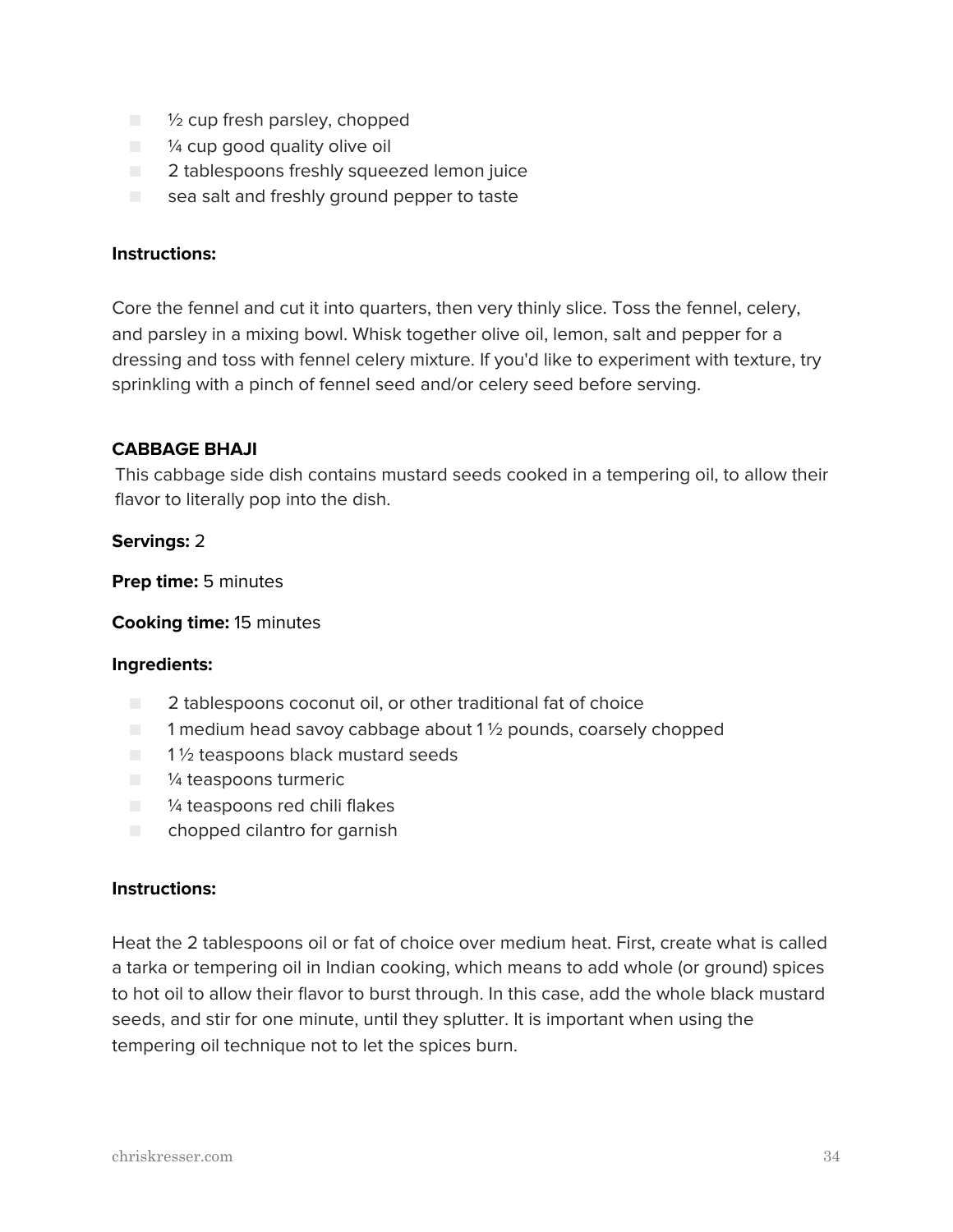- ½ cup fresh parsley, chopped
- ¼ cup good quality olive oil
- 2 tablespoons freshly squeezed lemon juice
- sea salt and freshly ground pepper to taste

**Instructions:**

Core the fennel and cut it into quarters, then very thinly slice. Toss the fennel, celery, and parsley in a mixing bowl. Whisk together olive oil, lemon, salt and pepper for a dressing and toss with fennel celery mixture. If you'd like to experiment with texture, try sprinkling with a pinch of fennel seed and/or celery seed before serving.

### CABBAGE BHAJI

This cabbage side dish contains mustard seeds cooked in a tempering oil, to allow their flavor to literally pop into the dish.

**Servings:** 2

**Prep time:** 5 minutes

**Cooking time:** 15 minutes

**Ingredients:**

- 2 tablespoons coconut oil, or other traditional fat of choice
- 1 medium head savoy cabbage about 1 ½ pounds, coarsely chopped
- 1 ½ teaspoons black mustard seeds
- ¼ teaspoons turmeric
- ¼ teaspoons red chili flakes
- chopped cilantro for garnish

**Instructions:**

Heat the 2 tablespoons oil or fat of choice over medium heat. First, create what is called a tarka or tempering oil in Indian cooking, which means to add whole (or ground) spices to hot oil to allow their flavor to burst through. In this case, add the whole black mustard seeds, and stir for one minute, until they splutter. It is important when using the tempering oil technique not to let the spices burn.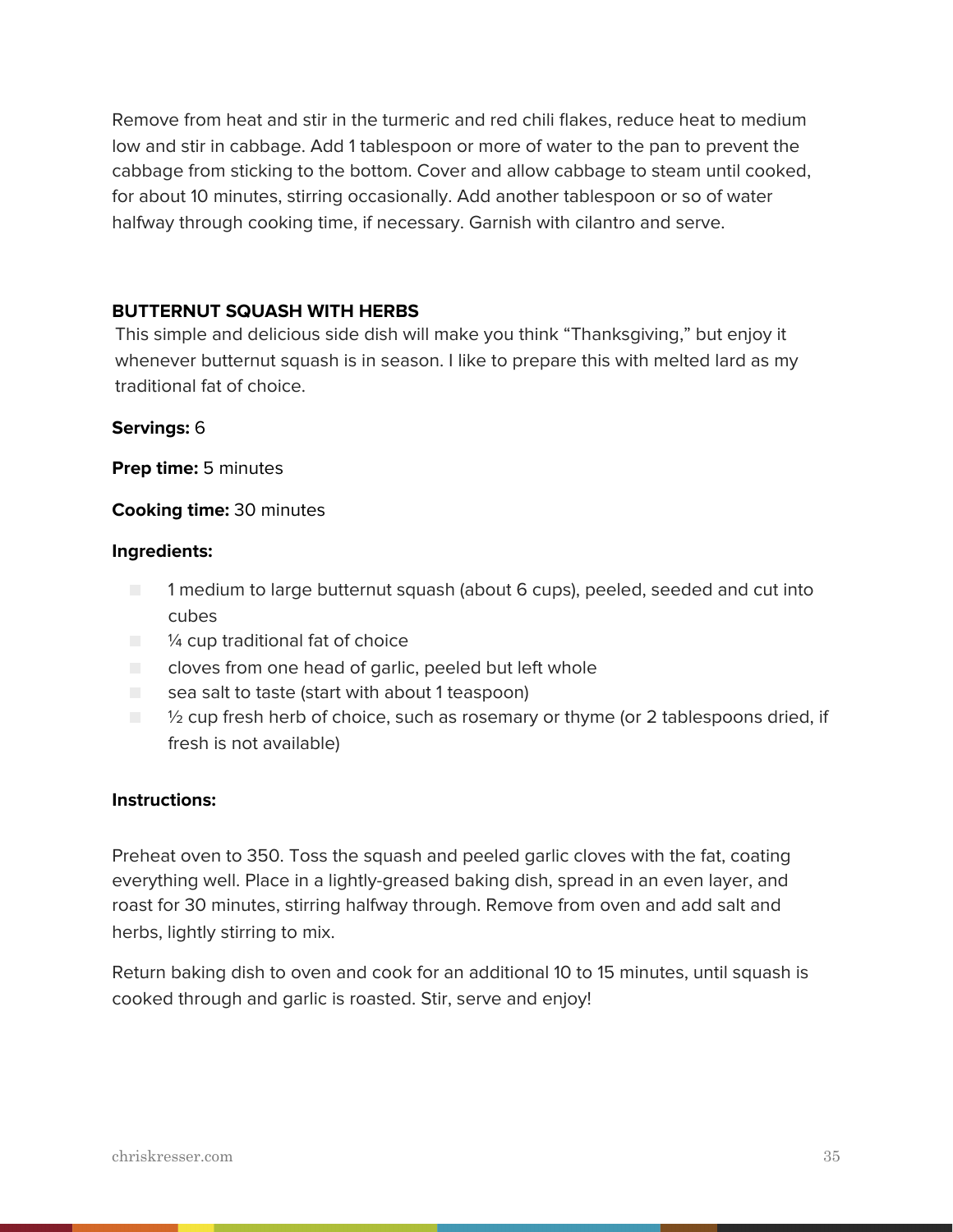Remove from heat and stir in the turmeric and red chili flakes, reduce heat to medium low and stir in cabbage. Add 1 tablespoon or more of water to the pan to prevent the cabbage from sticking to the bottom. Cover and allow cabbage to steam until cooked, for about 10 minutes, stirring occasionally. Add another tablespoon or so of water halfway through cooking time, if necessary. Garnish with cilantro and serve.

### BUTTERNUT SQUASH WITH HERBS

This simple and delicious side dish will make you think "Thanksgiving," but enjoy it whenever butternut squash is in season. I like to prepare this with melted lard as my traditional fat of choice.

**Servings:** 6

**Prep time:** 5 minutes

**Cooking time:** 30 minutes

**Ingredients:**

- 1 medium to large butternut squash (about 6 cups), peeled, seeded and cut into cubes
- ¼ cup traditional fat of choice
- cloves from one head of garlic, peeled but left whole
- sea salt to taste (start with about 1 teaspoon)
- ½ cup fresh herb of choice, such as rosemary or thyme (or 2 tablespoons dried, if fresh is not available)

**Instructions:**

Preheat oven to 350. Toss the squash and peeled garlic cloves with the fat, coating everything well. Place in a lightly-greased baking dish, spread in an even layer, and roast for 30 minutes, stirring halfway through. Remove from oven and add salt and herbs, lightly stirring to mix.

Return baking dish to oven and cook for an additional 10 to 15 minutes, until squash is cooked through and garlic is roasted. Stir, serve and enjoy!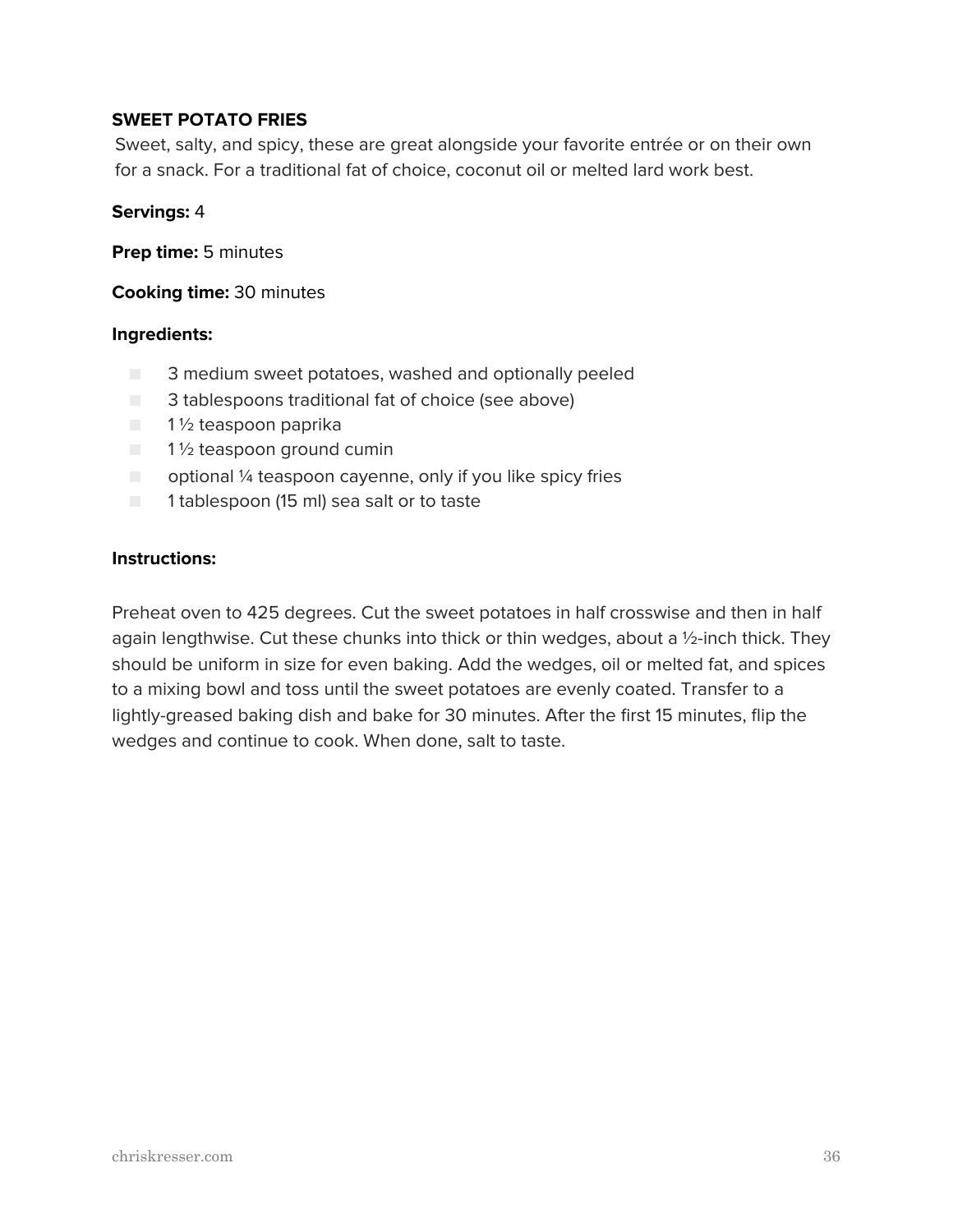**SWEET POTATO FRIES**

Sweet, salty, and spicy, these are great alongside your favorite entrée or on their own for a snack. For a traditional fat of choice, coconut oil or melted lard work best.

**Servings:** 4

**Prep time:** 5 minutes

**Cooking time:** 30 minutes

**Ingredients:**

- 3 medium sweet potatoes, washed and optionally peeled
- 3 tablespoons traditional fat of choice (see above)
- 1 ½ teaspoon paprika
- 1 ½ teaspoon ground cumin
- optional ¼ teaspoon cayenne, only if you like spicy fries
- 1 tablespoon (15 ml) sea salt or to taste

**Instructions:**

Preheat oven to 425 degrees. Cut the sweet potatoes in half crosswise and then in half again lengthwise. Cut these chunks into thick or thin wedges, about a ½-inch thick. They should be uniform in size for even baking. Add the wedges, oil or melted fat, and spices to a mixing bowl and toss until the sweet potatoes are evenly coated. Transfer to a lightly-greased baking dish and bake for 30 minutes. After the first 15 minutes, flip the wedges and continue to cook. When done, salt to taste.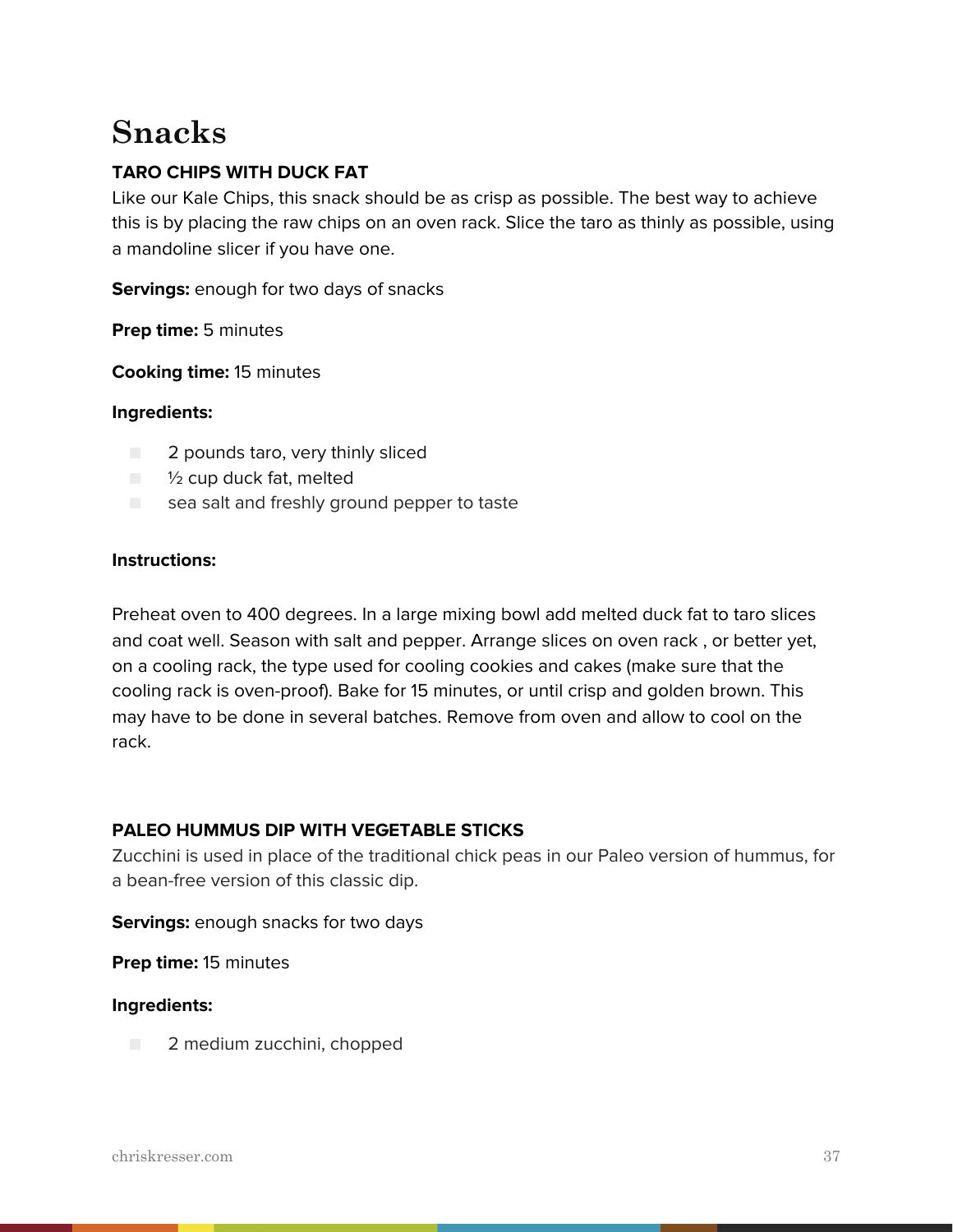# Snacks

**TARO CHIPS WITH DUCK FAT**

Like our Kale Chips, this snack should be as crisp as possible. The best way to achieve this is by placing the raw chips on an oven rack. Slice the taro as thinly as possible, using a mandoline slicer if you have one.

**Servings:** enough for two days of snacks

**Prep time:** 5 minutes

**Cooking time:** 15 minutes

**Ingredients:**

- 2 pounds taro, very thinly sliced
- ½ cup duck fat, melted
- sea salt and freshly ground pepper to taste

**Instructions:**

Preheat oven to 400 degrees. In a large mixing bowl add melted duck fat to taro slices and coat well. Season with salt and pepper. Arrange slices on oven rack , or better yet, on a cooling rack, the type used for cooling cookies and cakes (make sure that the cooling rack is oven-proof). Bake for 15 minutes, or until crisp and golden brown. This may have to be done in several batches. Remove from oven and allow to cool on the rack.

**PALEO HUMMUS DIP WITH VEGETABLE STICKS**

Zucchini is used in place of the traditional chick peas in our Paleo version of hummus, for a bean-free version of this classic dip.

**Servings:** enough snacks for two days

**Prep time:** 15 minutes

**Ingredients:**

- 2 medium zucchini, chopped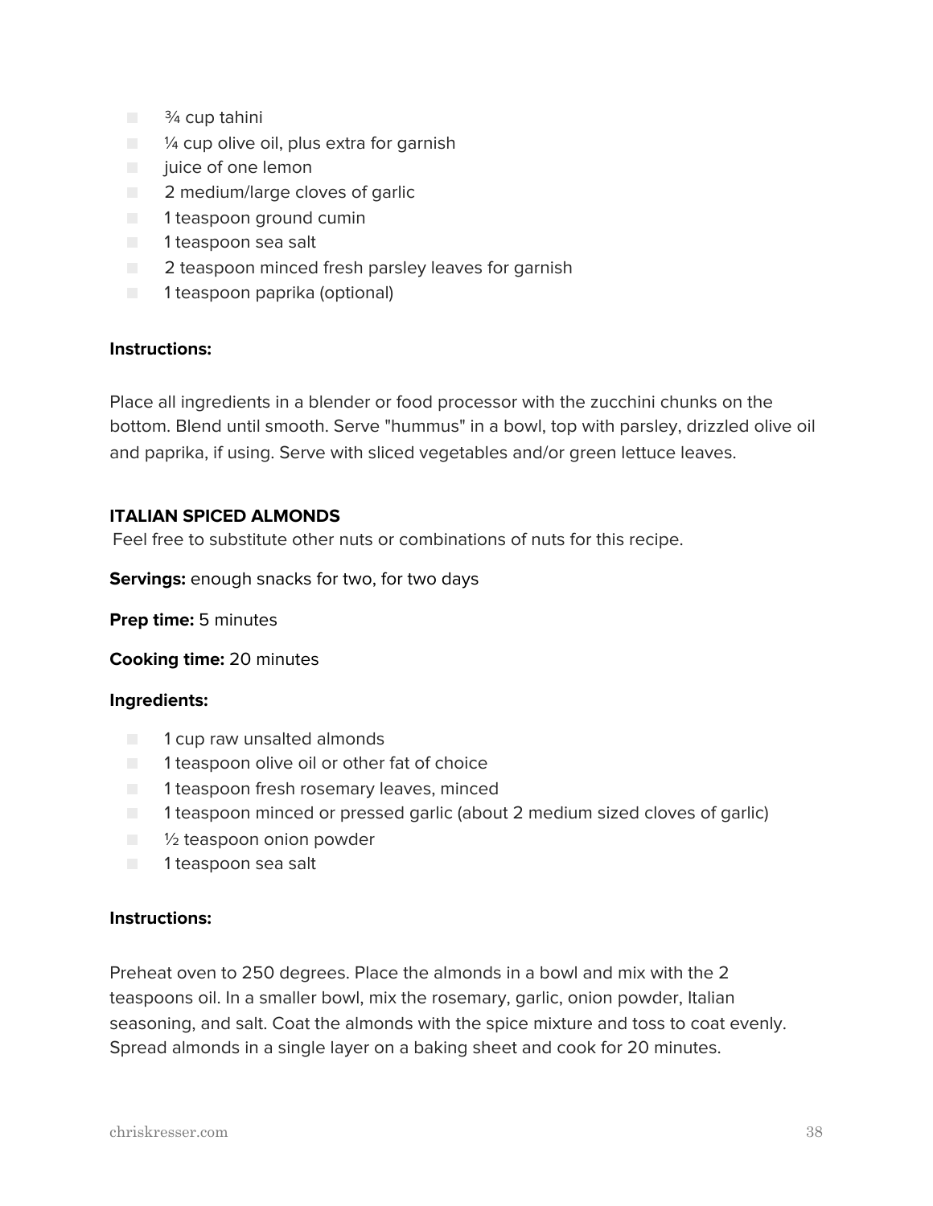- ¾ cup tahini
- ¼ cup olive oil, plus extra for garnish
- juice of one lemon
- 2 medium/large cloves of garlic
- 1 teaspoon ground cumin
- 1 teaspoon sea salt
- 2 teaspoon minced fresh parsley leaves for garnish
- 1 teaspoon paprika (optional)

**Instructions:**

Place all ingredients in a blender or food processor with the zucchini chunks on the bottom. Blend until smooth. Serve "hummus" in a bowl, top with parsley, drizzled olive oil and paprika, if using. Serve with sliced vegetables and/or green lettuce leaves.

**ITALIAN SPICED ALMONDS**

Feel free to substitute other nuts or combinations of nuts for this recipe.

**Servings:** enough snacks for two, for two days

**Prep time:** 5 minutes

**Cooking time:** 20 minutes

**Ingredients:**

- 1 cup raw unsalted almonds
- 1 teaspoon olive oil or other fat of choice
- 1 teaspoon fresh rosemary leaves, minced
- 1 teaspoon minced or pressed garlic (about 2 medium sized cloves of garlic)
- ½ teaspoon onion powder
- 1 teaspoon sea salt

**Instructions:**

Preheat oven to 250 degrees. Place the almonds in a bowl and mix with the 2 teaspoons oil. In a smaller bowl, mix the rosemary, garlic, onion powder, Italian seasoning, and salt. Coat the almonds with the spice mixture and toss to coat evenly. Spread almonds in a single layer on a baking sheet and cook for 20 minutes.